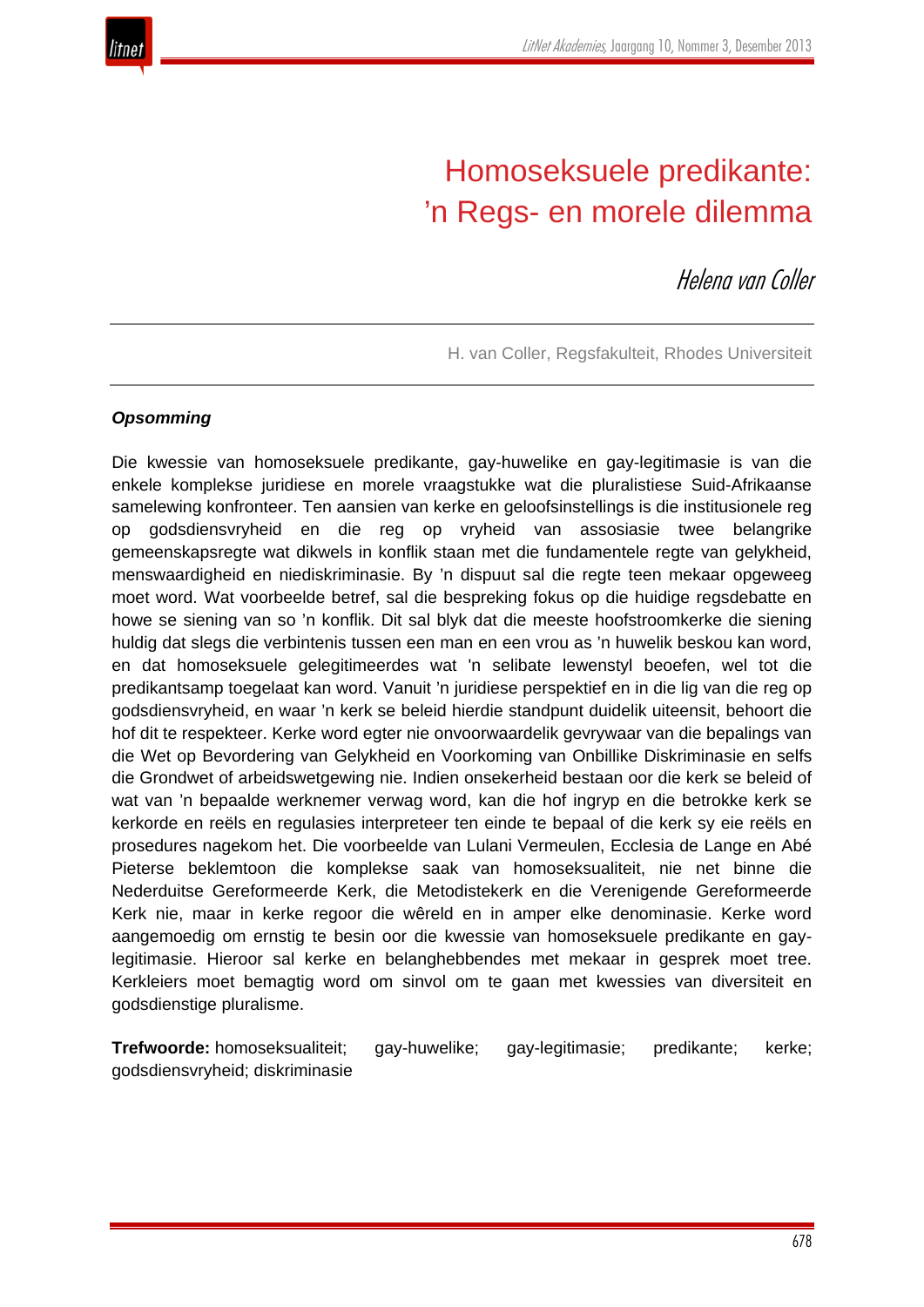# Homoseksuele predikante: 'n Regs- en morele dilemma

*Helena van Coller*

H. van Coller, Regsfakulteit, Rhodes Universiteit

***Opsomming***

Die kwessie van homoseksuele predikante, gay-huwelike en gay-legitimasie is van die enkele komplekse juridiese en morele vraagstukke wat die pluralistiese Suid-Afrikaanse samelewing konfronteer. Ten aansien van kerke en geloofsinstellings is die institusionele reg op godsdiensvryheid en die reg op vryheid van assosiasie twee belangrike gemeenskapsregte wat dikwels in konflik staan met die fundamentele regte van gelykheid, menswaardigheid en niediskriminasie. By 'n dispuut sal die regte teen mekaar opgeweeg moet word. Wat voorbeelde betref, sal die bespreking fokus op die huidige regsdebatte en howe se siening van so 'n konflik. Dit sal blyk dat die meeste hoofstroomkerke die siening huldig dat slegs die verbintenis tussen een man en een vrou as 'n huwelik beskou kan word, en dat homoseksuele gelegitimeerdes wat 'n selibate lewenstyl beoefen, wel tot die predikantsamp toegelaat kan word. Vanuit 'n juridiese perspektief en in die lig van die reg op godsdiensvryheid, en waar 'n kerk se beleid hierdie standpunt duidelik uiteensit, behoort die hof dit te respekteer. Kerke word egter nie onvoorwaardelik gevrywaar van die bepalings van die Wet op Bevordering van Gelykheid en Voorkoming van Onbillike Diskriminasie en selfs die Grondwet of arbeidswetgewing nie. Indien onsekerheid bestaan oor die kerk se beleid of wat van 'n bepaalde werknemer verwag word, kan die hof ingryp en die betrokke kerk se kerkorde en reëls en regulasies interpreteer ten einde te bepaal of die kerk sy eie reëls en prosedures nagekom het. Die voorbeelde van Lulani Vermeulen, Ecclesia de Lange en Abé Pieterse beklemtoon die komplekse saak van homoseksualiteit, nie net binne die Nederduitse Gereformeerde Kerk, die Metodistekerk en die Verenigende Gereformeerde Kerk nie, maar in kerke regoor die wêreld en in amper elke denominasie. Kerke word aangemoedig om ernstig te besin oor die kwessie van homoseksuele predikante en gay-legitimasie. Hieroor sal kerke en belanghebbendes met mekaar in gesprek moet tree. Kerkleiers moet bemagtig word om sinvol om te gaan met kwessies van diversiteit en godsdienstige pluralisme.

**Trefwoorde:** homoseksualiteit; gay-huwelike; gay-legitimasie; predikante; kerke; godsdiensvryheid; diskriminasie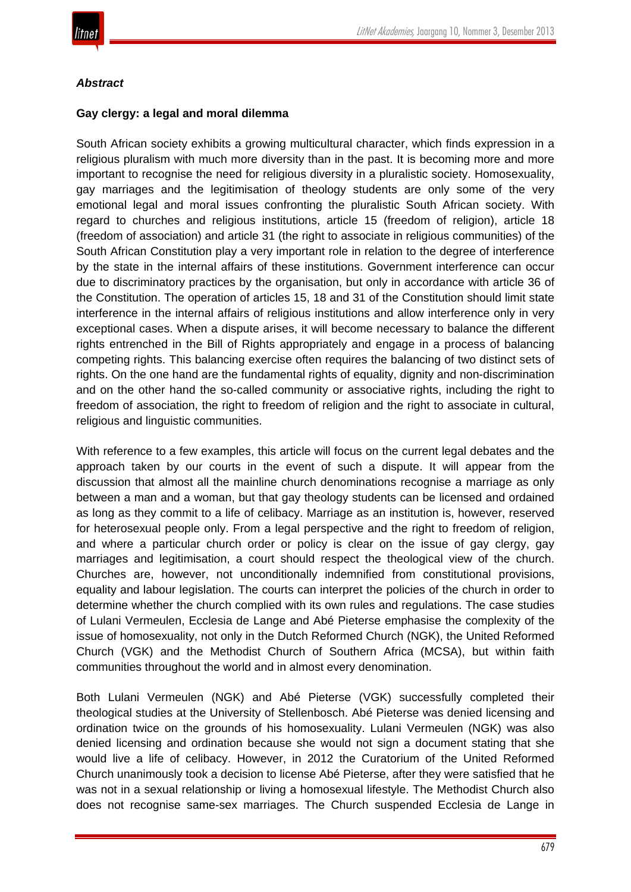## *Abstract*

### Gay clergy: a legal and moral dilemma

South African society exhibits a growing multicultural character, which finds expression in a religious pluralism with much more diversity than in the past. It is becoming more and more important to recognise the need for religious diversity in a pluralistic society. Homosexuality, gay marriages and the legitimisation of theology students are only some of the very emotional legal and moral issues confronting the pluralistic South African society. With regard to churches and religious institutions, article 15 (freedom of religion), article 18 (freedom of association) and article 31 (the right to associate in religious communities) of the South African Constitution play a very important role in relation to the degree of interference by the state in the internal affairs of these institutions. Government interference can occur due to discriminatory practices by the organisation, but only in accordance with article 36 of the Constitution. The operation of articles 15, 18 and 31 of the Constitution should limit state interference in the internal affairs of religious institutions and allow interference only in very exceptional cases. When a dispute arises, it will become necessary to balance the different rights entrenched in the Bill of Rights appropriately and engage in a process of balancing competing rights. This balancing exercise often requires the balancing of two distinct sets of rights. On the one hand are the fundamental rights of equality, dignity and non-discrimination and on the other hand the so-called community or associative rights, including the right to freedom of association, the right to freedom of religion and the right to associate in cultural, religious and linguistic communities.

With reference to a few examples, this article will focus on the current legal debates and the approach taken by our courts in the event of such a dispute. It will appear from the discussion that almost all the mainline church denominations recognise a marriage as only between a man and a woman, but that gay theology students can be licensed and ordained as long as they commit to a life of celibacy. Marriage as an institution is, however, reserved for heterosexual people only. From a legal perspective and the right to freedom of religion, and where a particular church order or policy is clear on the issue of gay clergy, gay marriages and legitimisation, a court should respect the theological view of the church. Churches are, however, not unconditionally indemnified from constitutional provisions, equality and labour legislation. The courts can interpret the policies of the church in order to determine whether the church complied with its own rules and regulations. The case studies of Lulani Vermeulen, Ecclesia de Lange and Abé Pieterse emphasise the complexity of the issue of homosexuality, not only in the Dutch Reformed Church (NGK), the United Reformed Church (VGK) and the Methodist Church of Southern Africa (MCSA), but within faith communities throughout the world and in almost every denomination.

Both Lulani Vermeulen (NGK) and Abé Pieterse (VGK) successfully completed their theological studies at the University of Stellenbosch. Abé Pieterse was denied licensing and ordination twice on the grounds of his homosexuality. Lulani Vermeulen (NGK) was also denied licensing and ordination because she would not sign a document stating that she would live a life of celibacy. However, in 2012 the Curatorium of the United Reformed Church unanimously took a decision to license Abé Pieterse, after they were satisfied that he was not in a sexual relationship or living a homosexual lifestyle. The Methodist Church also does not recognise same-sex marriages. The Church suspended Ecclesia de Lange in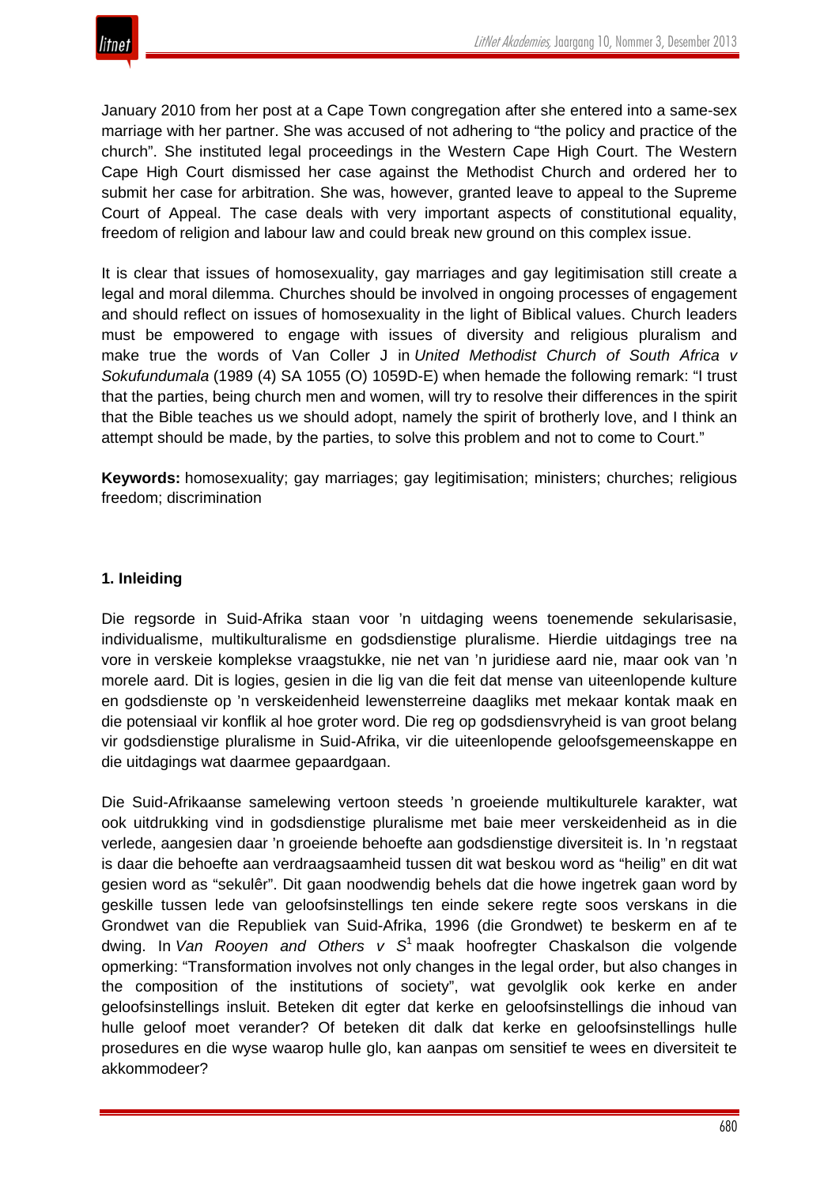January 2010 from her post at a Cape Town congregation after she entered into a same-sex marriage with her partner. She was accused of not adhering to "the policy and practice of the church". She instituted legal proceedings in the Western Cape High Court. The Western Cape High Court dismissed her case against the Methodist Church and ordered her to submit her case for arbitration. She was, however, granted leave to appeal to the Supreme Court of Appeal. The case deals with very important aspects of constitutional equality, freedom of religion and labour law and could break new ground on this complex issue.

It is clear that issues of homosexuality, gay marriages and gay legitimisation still create a legal and moral dilemma. Churches should be involved in ongoing processes of engagement and should reflect on issues of homosexuality in the light of Biblical values. Church leaders must be empowered to engage with issues of diversity and religious pluralism and make true the words of Van Coller J in *United Methodist Church of South Africa v Sokufundumala* (1989 (4) SA 1055 (O) 1059D-E) when hemade the following remark: "I trust that the parties, being church men and women, will try to resolve their differences in the spirit that the Bible teaches us we should adopt, namely the spirit of brotherly love, and I think an attempt should be made, by the parties, to solve this problem and not to come to Court."

**Keywords:** homosexuality; gay marriages; gay legitimisation; ministers; churches; religious freedom; discrimination

## 1. Inleiding

Die regsorde in Suid-Afrika staan voor 'n uitdaging weens toenemende sekularisasie, individualisme, multikulturalisme en godsdienstige pluralisme. Hierdie uitdagings tree na vore in verskeie komplekse vraagstukke, nie net van 'n juridiese aard nie, maar ook van 'n morele aard. Dit is logies, gesien in die lig van die feit dat mense van uiteenlopende kulture en godsdienste op 'n verskeidenheid lewensterreine daagliks met mekaar kontak maak en die potensiaal vir konflik al hoe groter word. Die reg op godsdiensvryheid is van groot belang vir godsdienstige pluralisme in Suid-Afrika, vir die uiteenlopende geloofsgemeenskappe en die uitdagings wat daarmee gepaardgaan.

Die Suid-Afrikaanse samelewing vertoon steeds 'n groeiende multikulturele karakter, wat ook uitdrukking vind in godsdienstige pluralisme met baie meer verskeidenheid as in die verlede, aangesien daar 'n groeiende behoefte aan godsdienstige diversiteit is. In 'n regstaat is daar die behoefte aan verdraagsaamheid tussen dit wat beskou word as "heilig" en dit wat gesien word as "sekulêr". Dit gaan noodwendig behels dat die howe ingetrek gaan word by geskille tussen lede van geloofsinstellings ten einde sekere regte soos verskans in die Grondwet van die Republiek van Suid-Afrika, 1996 (die Grondwet) te beskerm en af te dwing. In *Van Rooyen and Others v S*[1] maak hoofregter Chaskalson die volgende opmerking: "Transformation involves not only changes in the legal order, but also changes in the composition of the institutions of society", wat gevolglik ook kerke en ander geloofsinstellings insluit. Beteken dit egter dat kerke en geloofsinstellings die inhoud van hulle geloof moet verander? Of beteken dit dalk dat kerke en geloofsinstellings hulle prosedures en die wyse waarop hulle glo, kan aanpas om sensitief te wees en diversiteit te akkommodeer?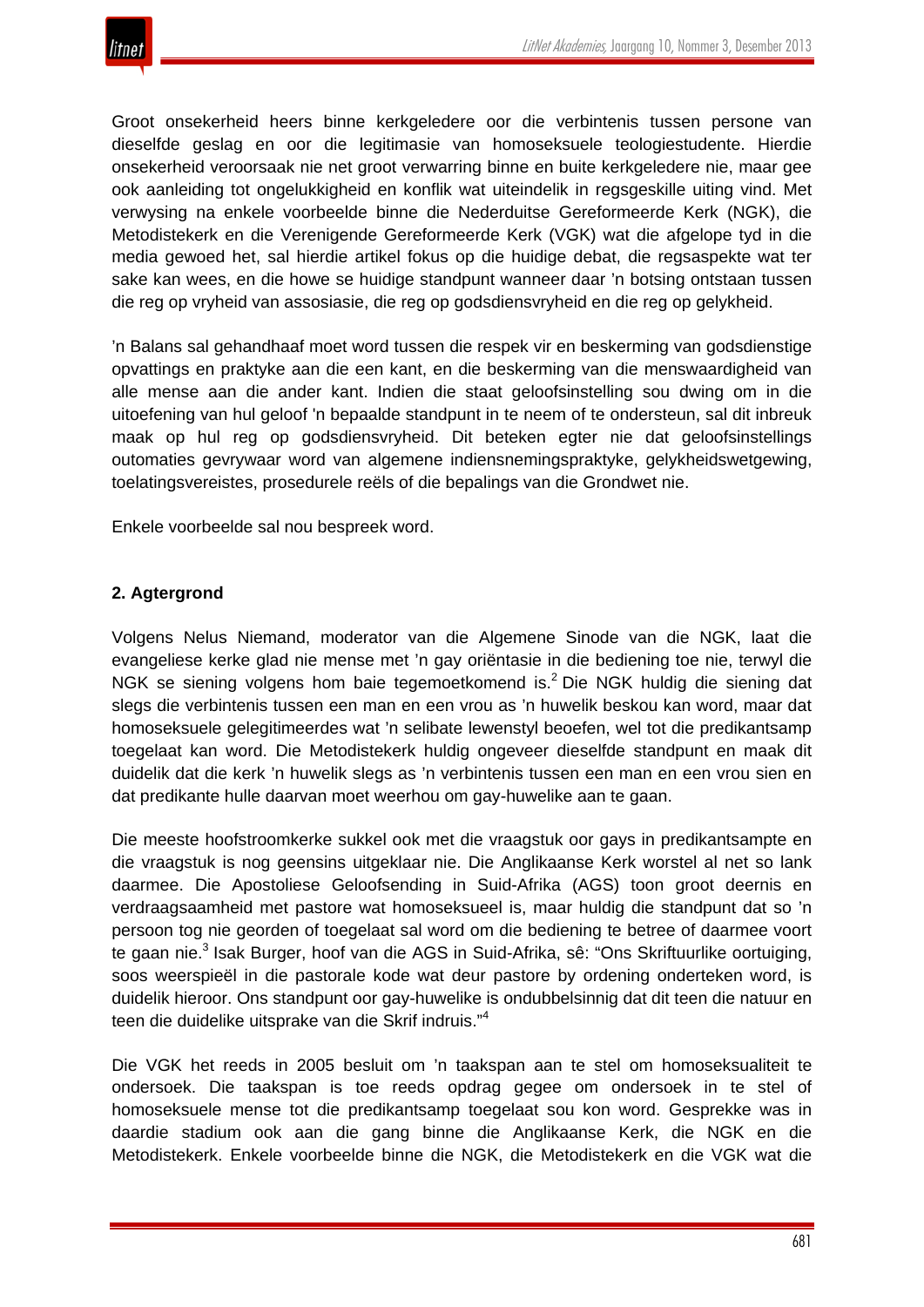Groot onsekerheid heers binne kerkgeledere oor die verbintenis tussen persone van dieselfde geslag en oor die legitimasie van homoseksuele teologiestudente. Hierdie onsekerheid veroorsaak nie net groot verwarring binne en buite kerkgeledere nie, maar gee ook aanleiding tot ongelukkigheid en konflik wat uiteindelik in regsgeskille uiting vind. Met verwysing na enkele voorbeelde binne die Nederduitse Gereformeerde Kerk (NGK), die Metodistekerk en die Verenigende Gereformeerde Kerk (VGK) wat die afgelope tyd in die media gewoed het, sal hierdie artikel fokus op die huidige debat, die regsaspekte wat ter sake kan wees, en die howe se huidige standpunt wanneer daar 'n botsing ontstaan tussen die reg op vryheid van assosiasie, die reg op godsdiensvryheid en die reg op gelykheid.

'n Balans sal gehandhaaf moet word tussen die respek vir en beskerming van godsdienstige opvattings en praktyke aan die een kant, en die beskerming van die menswaardigheid van alle mense aan die ander kant. Indien die staat geloofsinstelling sou dwing om in die uitoefening van hul geloof 'n bepaalde standpunt in te neem of te ondersteun, sal dit inbreuk maak op hul reg op godsdiensvryheid. Dit beteken egter nie dat geloofsinstellings outomaties gevrywaar word van algemene indiensnemingspraktyke, gelykheidswetgewing, toelatingsvereistes, prosedurele reëls of die bepalings van die Grondwet nie.

Enkele voorbeelde sal nou bespreek word.

## 2. Agtergrond

Volgens Nelus Niemand, moderator van die Algemene Sinode van die NGK, laat die evangeliese kerke glad nie mense met 'n gay oriëntasie in die bediening toe nie, terwyl die NGK se siening volgens hom baie tegemoetkomend is.[2] Die NGK huldig die siening dat slegs die verbintenis tussen een man en een vrou as 'n huwelik beskou kan word, maar dat homoseksuele gelegitimeerdes wat 'n selibate lewenstyl beoefen, wel tot die predikantsamp toegelaat kan word. Die Metodistekerk huldig ongeveer dieselfde standpunt en maak dit duidelik dat die kerk 'n huwelik slegs as 'n verbintenis tussen een man en een vrou sien en dat predikante hulle daarvan moet weerhou om gay-huwelike aan te gaan.

Die meeste hoofstroomkerke sukkel ook met die vraagstuk oor gays in predikantsampte en die vraagstuk is nog geensins uitgeklaar nie. Die Anglikaanse Kerk worstel al net so lank daarmee. Die Apostoliese Geloofsending in Suid-Afrika (AGS) toon groot deernis en verdraagsaamheid met pastore wat homoseksueel is, maar huldig die standpunt dat so 'n persoon tog nie georden of toegelaat sal word om die bediening te betree of daarmee voort te gaan nie.[3] Isak Burger, hoof van die AGS in Suid-Afrika, sê: "Ons Skriftuurlike oortuiging, soos weerspieël in die pastorale kode wat deur pastore by ordening onderteken word, is duidelik hieroor. Ons standpunt oor gay-huwelike is ondubbelsinnig dat dit teen die natuur en teen die duidelike uitsprake van die Skrif indruis."[4]

Die VGK het reeds in 2005 besluit om 'n taakspan aan te stel om homoseksualiteit te ondersoek. Die taakspan is toe reeds opdrag gegee om ondersoek in te stel of homoseksuele mense tot die predikantsamp toegelaat sou kon word. Gesprekke was in daardie stadium ook aan die gang binne die Anglikaanse Kerk, die NGK en die Metodistekerk. Enkele voorbeelde binne die NGK, die Metodistekerk en die VGK wat die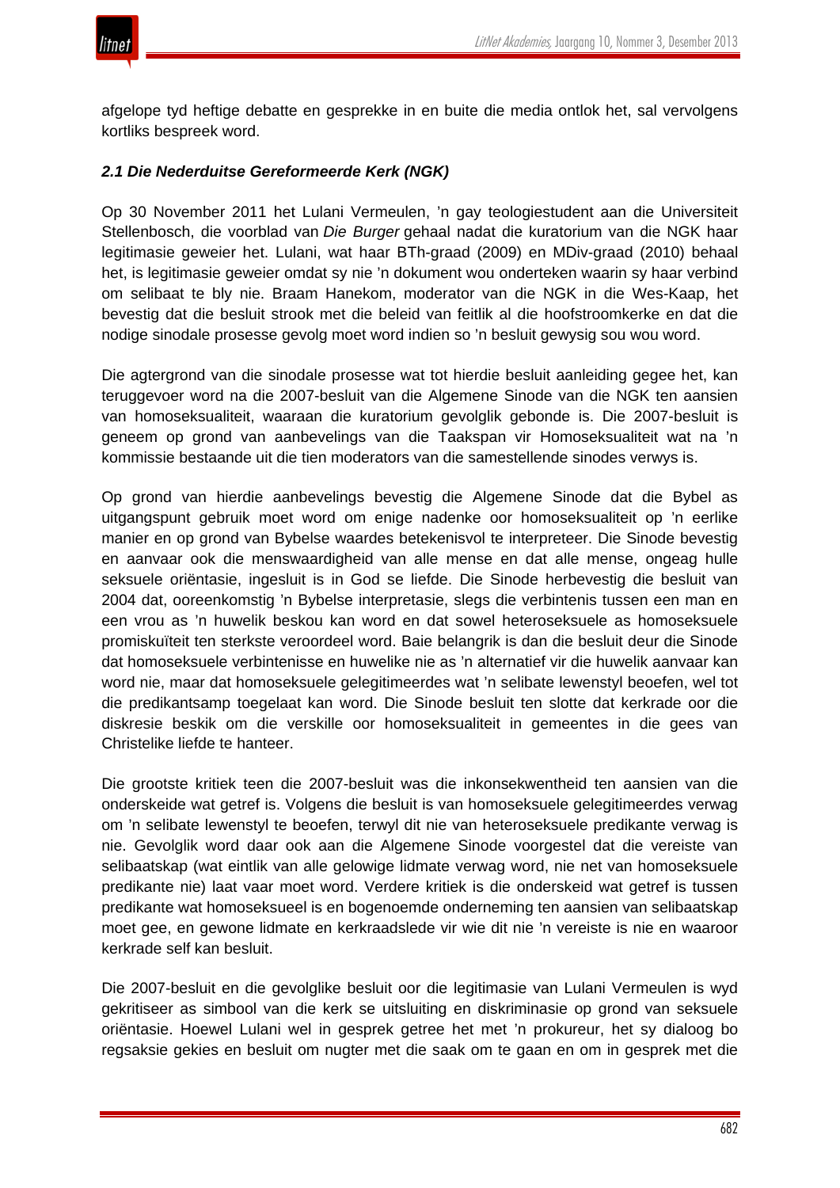afgelope tyd heftige debatte en gesprekke in en buite die media ontlok het, sal vervolgens kortliks bespreek word.

### *2.1 Die Nederduitse Gereformeerde Kerk (NGK)*

Op 30 November 2011 het Lulani Vermeulen, 'n gay teologiestudent aan die Universiteit Stellenbosch, die voorblad van *Die Burger* gehaal nadat die kuratorium van die NGK haar legitimasie geweier het. Lulani, wat haar BTh-graad (2009) en MDiv-graad (2010) behaal het, is legitimasie geweier omdat sy nie 'n dokument wou onderteken waarin sy haar verbind om selibaat te bly nie. Braam Hanekom, moderator van die NGK in die Wes-Kaap, het bevestig dat die besluit strook met die beleid van feitlik al die hoofstroomkerke en dat die nodige sinodale prosesse gevolg moet word indien so 'n besluit gewysig sou wou word.

Die agtergrond van die sinodale prosesse wat tot hierdie besluit aanleiding gegee het, kan teruggevoer word na die 2007-besluit van die Algemene Sinode van die NGK ten aansien van homoseksualiteit, waaraan die kuratorium gevolglik gebonde is. Die 2007-besluit is geneem op grond van aanbevelings van die Taakspan vir Homoseksualiteit wat na 'n kommissie bestaande uit die tien moderators van die samestellende sinodes verwys is.

Op grond van hierdie aanbevelings bevestig die Algemene Sinode dat die Bybel as uitgangspunt gebruik moet word om enige nadenke oor homoseksualiteit op 'n eerlike manier en op grond van Bybelse waardes betekenisvol te interpreteer. Die Sinode bevestig en aanvaar ook die menswaardigheid van alle mense en dat alle mense, ongeag hulle seksuele oriëntasie, ingesluit is in God se liefde. Die Sinode herbevestig die besluit van 2004 dat, ooreenkomstig 'n Bybelse interpretasie, slegs die verbintenis tussen een man en een vrou as 'n huwelik beskou kan word en dat sowel heteroseksuele as homoseksuele promiskuïteit ten sterkste veroordeel word. Baie belangrik is dan die besluit deur die Sinode dat homoseksuele verbintenisse en huwelike nie as 'n alternatief vir die huwelik aanvaar kan word nie, maar dat homoseksuele gelegitimeerdes wat 'n selibate lewenstyl beoefen, wel tot die predikantsamp toegelaat kan word. Die Sinode besluit ten slotte dat kerkrade oor die diskresie beskik om die verskille oor homoseksualiteit in gemeentes in die gees van Christelike liefde te hanteer.

Die grootste kritiek teen die 2007-besluit was die inkonsekwentheid ten aansien van die onderskeide wat getref is. Volgens die besluit is van homoseksuele gelegitimeerdes verwag om 'n selibate lewenstyl te beoefen, terwyl dit nie van heteroseksuele predikante verwag is nie. Gevolglik word daar ook aan die Algemene Sinode voorgestel dat die vereiste van selibaatskap (wat eintlik van alle gelowige lidmate verwag word, nie net van homoseksuele predikante nie) laat vaar moet word. Verdere kritiek is die onderskeid wat getref is tussen predikante wat homoseksueel is en bogenoemde onderneming ten aansien van selibaatskap moet gee, en gewone lidmate en kerkraadslede vir wie dit nie 'n vereiste is nie en waaroor kerkrade self kan besluit.

Die 2007-besluit en die gevolglike besluit oor die legitimasie van Lulani Vermeulen is wyd gekritiseer as simbool van die kerk se uitsluiting en diskriminasie op grond van seksuele oriëntasie. Hoewel Lulani wel in gesprek getree het met 'n prokureur, het sy dialoog bo regsaksie gekies en besluit om nugter met die saak om te gaan en om in gesprek met die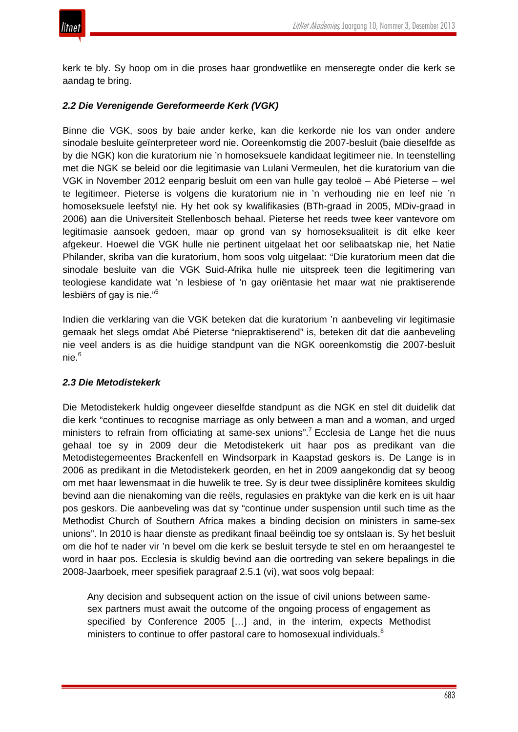kerk te bly. Sy hoop om in die proses haar grondwetlike en menseregte onder die kerk se aandag te bring.

### *2.2 Die Verenigende Gereformeerde Kerk (VGK)*

Binne die VGK, soos by baie ander kerke, kan die kerkorde nie los van onder andere sinodale besluite geïnterpreteer word nie. Ooreenkomstig die 2007-besluit (baie dieselfde as by die NGK) kon die kuratorium nie 'n homoseksuele kandidaat legitimeer nie. In teenstelling met die NGK se beleid oor die legitimasie van Lulani Vermeulen, het die kuratorium van die VGK in November 2012 eenparig besluit om een van hulle gay teoloë – Abé Pieterse – wel te legitimeer. Pieterse is volgens die kuratorium nie in 'n verhouding nie en leef nie 'n homoseksuele leefstyl nie. Hy het ook sy kwalifikasies (BTh-graad in 2005, MDiv-graad in 2006) aan die Universiteit Stellenbosch behaal. Pieterse het reeds twee keer vantevore om legitimasie aansoek gedoen, maar op grond van sy homoseksualiteit is dit elke keer afgekeur. Hoewel die VGK hulle nie pertinent uitgelaat het oor selibaatskap nie, het Natie Philander, skriba van die kuratorium, hom soos volg uitgelaat: "Die kuratorium meen dat die sinodale besluite van die VGK Suid-Afrika hulle nie uitspreek teen die legitimering van teologiese kandidate wat 'n lesbiese of 'n gay oriëntasie het maar wat nie praktiserende lesbiërs of gay is nie."[5]

Indien die verklaring van die VGK beteken dat die kuratorium 'n aanbeveling vir legitimasie gemaak het slegs omdat Abé Pieterse "niepraktiserend" is, beteken dit dat die aanbeveling nie veel anders is as die huidige standpunt van die NGK ooreenkomstig die 2007-besluit nie.[6]

### *2.3 Die Metodistekerk*

Die Metodistekerk huldig ongeveer dieselfde standpunt as die NGK en stel dit duidelik dat die kerk "continues to recognise marriage as only between a man and a woman, and urged ministers to refrain from officiating at same-sex unions".[7] Ecclesia de Lange het die nuus gehaal toe sy in 2009 deur die Metodistekerk uit haar pos as predikant van die Metodistegemeentes Brackenfell en Windsorpark in Kaapstad geskors is. De Lange is in 2006 as predikant in die Metodistekerk georden, en het in 2009 aangekondig dat sy beoog om met haar lewensmaat in die huwelik te tree. Sy is deur twee dissiplinêre komitees skuldig bevind aan die nienakoming van die reëls, regulasies en praktyke van die kerk en is uit haar pos geskors. Die aanbeveling was dat sy "continue under suspension until such time as the Methodist Church of Southern Africa makes a binding decision on ministers in same-sex unions". In 2010 is haar dienste as predikant finaal beëindig toe sy ontslaan is. Sy het besluit om die hof te nader vir 'n bevel om die kerk se besluit tersyde te stel en om heraangestel te word in haar pos. Ecclesia is skuldig bevind aan die oortreding van sekere bepalings in die 2008-Jaarboek, meer spesifiek paragraaf 2.5.1 (vi), wat soos volg bepaal:

> Any decision and subsequent action on the issue of civil unions between same-sex partners must await the outcome of the ongoing process of engagement as specified by Conference 2005 […] and, in the interim, expects Methodist ministers to continue to offer pastoral care to homosexual individuals.[8]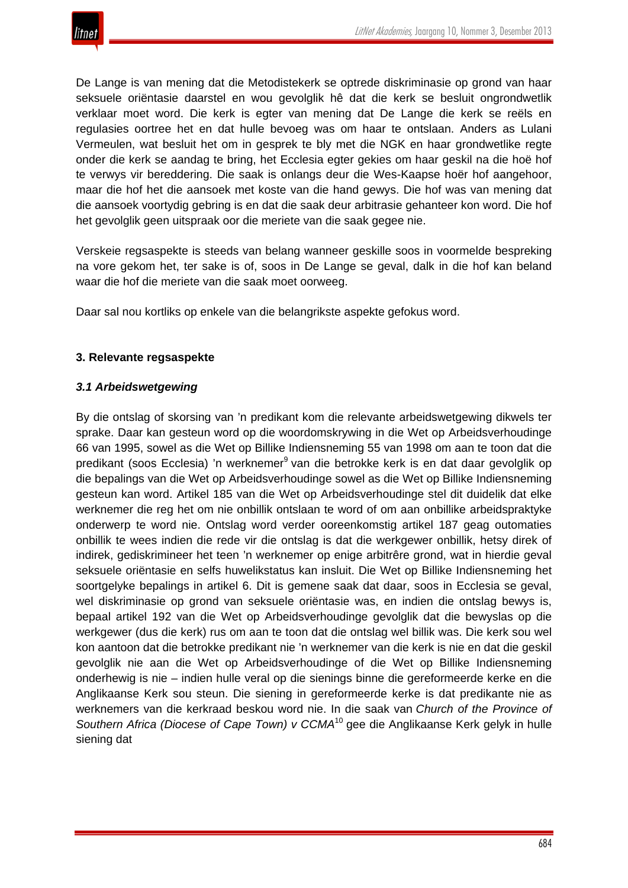De Lange is van mening dat die Metodistekerk se optrede diskriminasie op grond van haar seksuele oriëntasie daarstel en wou gevolglik hê dat die kerk se besluit ongrondwetlik verklaar moet word. Die kerk is egter van mening dat De Lange die kerk se reëls en regulasies oortree het en dat hulle bevoeg was om haar te ontslaan. Anders as Lulani Vermeulen, wat besluit het om in gesprek te bly met die NGK en haar grondwetlike regte onder die kerk se aandag te bring, het Ecclesia egter gekies om haar geskil na die hoë hof te verwys vir bereddering. Die saak is onlangs deur die Wes-Kaapse hoër hof aangehoor, maar die hof het die aansoek met koste van die hand gewys. Die hof was van mening dat die aansoek voortydig gebring is en dat die saak deur arbitrasie gehanteer kon word. Die hof het gevolglik geen uitspraak oor die meriete van die saak gegee nie.

Verskeie regsaspekte is steeds van belang wanneer geskille soos in voormelde bespreking na vore gekom het, ter sake is of, soos in De Lange se geval, dalk in die hof kan beland waar die hof die meriete van die saak moet oorweeg.

Daar sal nou kortliks op enkele van die belangrikste aspekte gefokus word.

### 3. Relevante regsaspekte

#### *3.1 Arbeidswetgewing*

By die ontslag of skorsing van 'n predikant kom die relevante arbeidswetgewing dikwels ter sprake. Daar kan gesteun word op die woordomskrywing in die Wet op Arbeidsverhoudinge 66 van 1995, sowel as die Wet op Billike Indiensneming 55 van 1998 om aan te toon dat die predikant (soos Ecclesia) 'n werknemer[9] van die betrokke kerk is en dat daar gevolglik op die bepalings van die Wet op Arbeidsverhoudinge sowel as die Wet op Billike Indiensneming gesteun kan word. Artikel 185 van die Wet op Arbeidsverhoudinge stel dit duidelik dat elke werknemer die reg het om nie onbillik ontslaan te word of om aan onbillike arbeidspraktyke onderwerp te word nie. Ontslag word verder ooreenkomstig artikel 187 geag outomaties onbillik te wees indien die rede vir die ontslag is dat die werkgewer onbillik, hetsy direk of indirek, gediskrimineer het teen 'n werknemer op enige arbitrêre grond, wat in hierdie geval seksuele oriëntasie en selfs huwelikstatus kan insluit. Die Wet op Billike Indiensneming het soortgelyke bepalings in artikel 6. Dit is gemene saak dat daar, soos in Ecclesia se geval, wel diskriminasie op grond van seksuele oriëntasie was, en indien die ontslag bewys is, bepaal artikel 192 van die Wet op Arbeidsverhoudinge gevolglik dat die bewyslas op die werkgewer (dus die kerk) rus om aan te toon dat die ontslag wel billik was. Die kerk sou wel kon aantoon dat die betrokke predikant nie 'n werknemer van die kerk is nie en dat die geskil gevolglik nie aan die Wet op Arbeidsverhoudinge of die Wet op Billike Indiensneming onderhewig is nie – indien hulle veral op die sienings binne die gereformeerde kerke en die Anglikaanse Kerk sou steun. Die siening in gereformeerde kerke is dat predikante nie as werknemers van die kerkraad beskou word nie. In die saak van *Church of the Province of Southern Africa (Diocese of Cape Town) v CCMA*[10] gee die Anglikaanse Kerk gelyk in hulle siening dat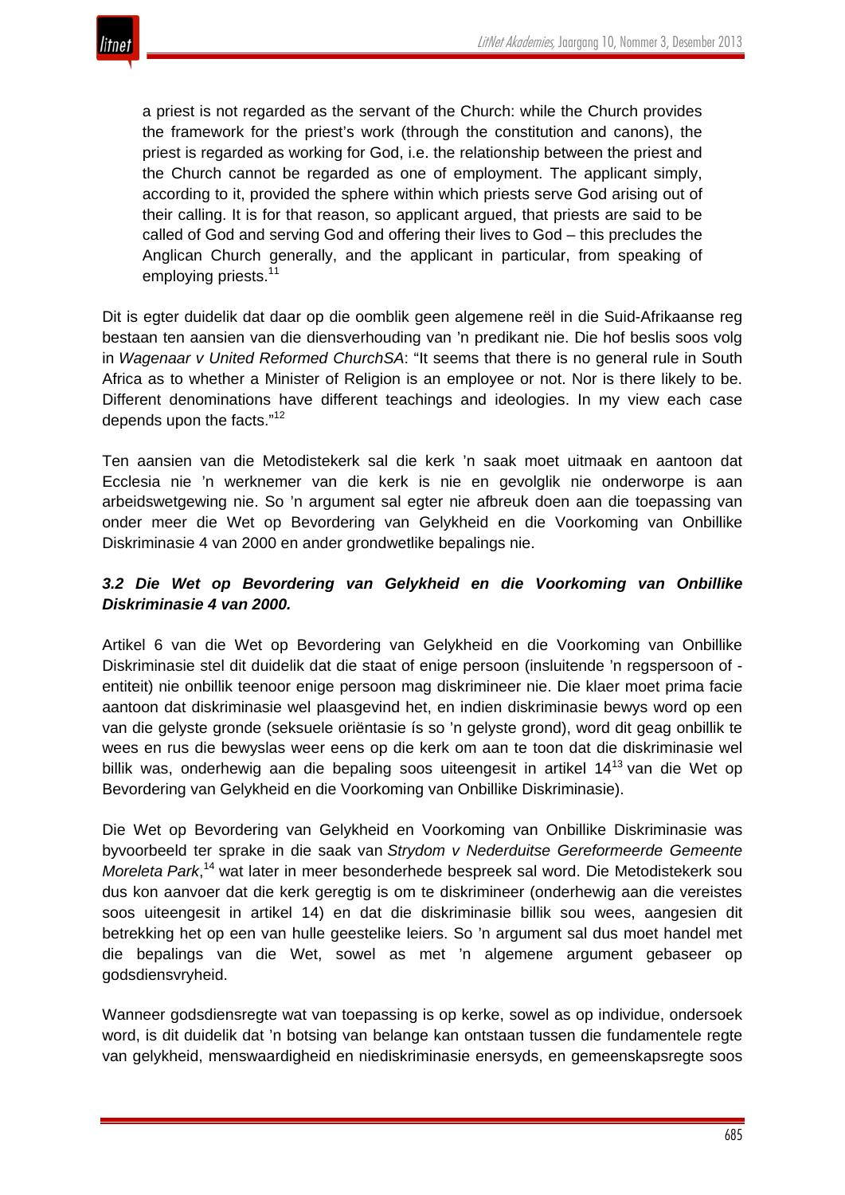> a priest is not regarded as the servant of the Church: while the Church provides the framework for the priest's work (through the constitution and canons), the priest is regarded as working for God, i.e. the relationship between the priest and the Church cannot be regarded as one of employment. The applicant simply, according to it, provided the sphere within which priests serve God arising out of their calling. It is for that reason, so applicant argued, that priests are said to be called of God and serving God and offering their lives to God – this precludes the Anglican Church generally, and the applicant in particular, from speaking of employing priests.[11]

Dit is egter duidelik dat daar op die oomblik geen algemene reël in die Suid-Afrikaanse reg bestaan ten aansien van die diensverhouding van 'n predikant nie. Die hof beslis soos volg in *Wagenaar v United Reformed ChurchSA*: "It seems that there is no general rule in South Africa as to whether a Minister of Religion is an employee or not. Nor is there likely to be. Different denominations have different teachings and ideologies. In my view each case depends upon the facts."[12]

Ten aansien van die Metodistekerk sal die kerk 'n saak moet uitmaak en aantoon dat Ecclesia nie 'n werknemer van die kerk is nie en gevolglik nie onderworpe is aan arbeidswetgewing nie. So 'n argument sal egter nie afbreuk doen aan die toepassing van onder meer die Wet op Bevordering van Gelykheid en die Voorkoming van Onbillike Diskriminasie 4 van 2000 en ander grondwetlike bepalings nie.

### *3.2 Die Wet op Bevordering van Gelykheid en die Voorkoming van Onbillike Diskriminasie 4 van 2000.*

Artikel 6 van die Wet op Bevordering van Gelykheid en die Voorkoming van Onbillike Diskriminasie stel dit duidelik dat die staat of enige persoon (insluitende 'n regspersoon of -entiteit) nie onbillik teenoor enige persoon mag diskrimineer nie. Die klaer moet prima facie aantoon dat diskriminasie wel plaasgevind het, en indien diskriminasie bewys word op een van die gelyste gronde (seksuele oriëntasie ís so 'n gelyste grond), word dit geag onbillik te wees en rus die bewyslas weer eens op die kerk om aan te toon dat die diskriminasie wel billik was, onderhewig aan die bepaling soos uiteengesit in artikel 14[13] van die Wet op Bevordering van Gelykheid en die Voorkoming van Onbillike Diskriminasie).

Die Wet op Bevordering van Gelykheid en Voorkoming van Onbillike Diskriminasie was byvoorbeeld ter sprake in die saak van *Strydom v Nederduitse Gereformeerde Gemeente Moreleta Park*,[14] wat later in meer besonderhede bespreek sal word. Die Metodistekerk sou dus kon aanvoer dat die kerk geregtig is om te diskrimineer (onderhewig aan die vereistes soos uiteengesit in artikel 14) en dat die diskriminasie billik sou wees, aangesien dit betrekking het op een van hulle geestelike leiers. So 'n argument sal dus moet handel met die bepalings van die Wet, sowel as met 'n algemene argument gebaseer op godsdiensvryheid.

Wanneer godsdiensregte wat van toepassing is op kerke, sowel as op individue, ondersoek word, is dit duidelik dat 'n botsing van belange kan ontstaan tussen die fundamentele regte van gelykheid, menswaardigheid en niediskriminasie enersyds, en gemeenskapsregte soos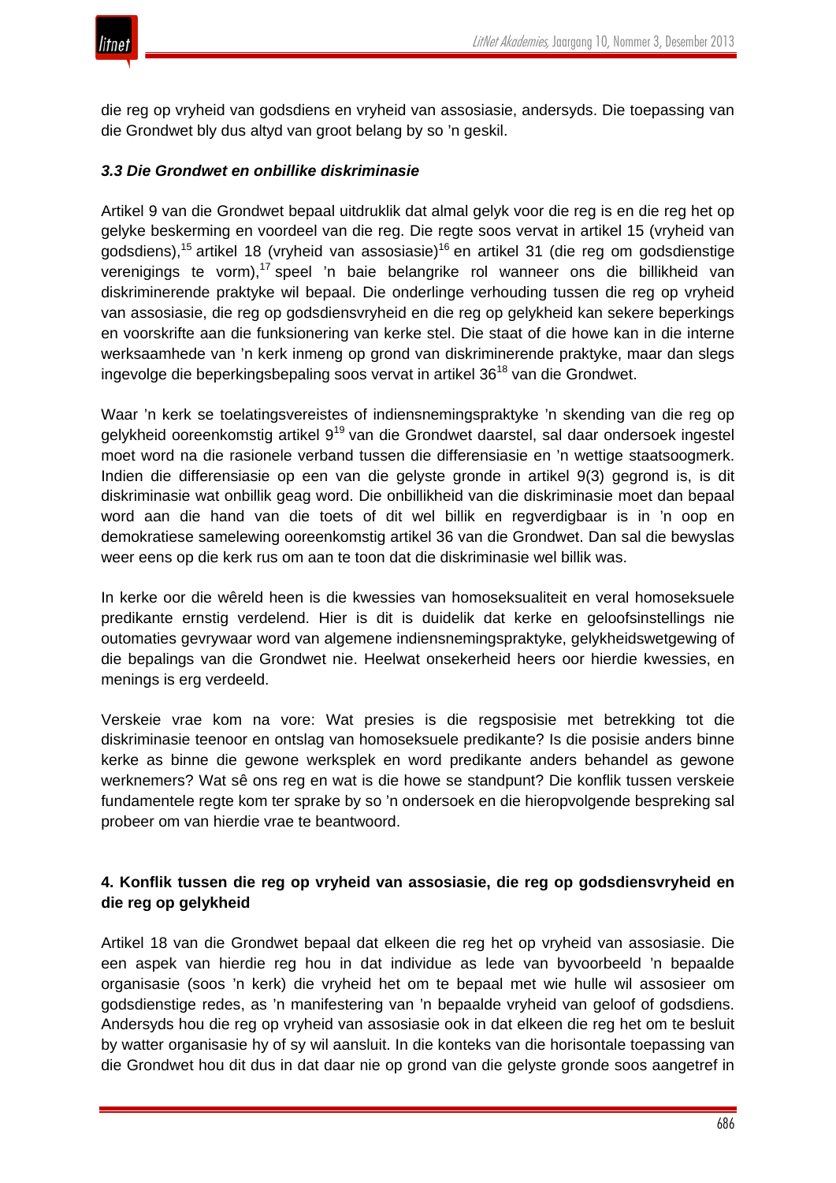die reg op vryheid van godsdiens en vryheid van assosiasie, andersyds. Die toepassing van die Grondwet bly dus altyd van groot belang by so 'n geskil.

### *3.3 Die Grondwet en onbillike diskriminasie*

Artikel 9 van die Grondwet bepaal uitdruklik dat almal gelyk voor die reg is en die reg het op gelyke beskerming en voordeel van die reg. Die regte soos vervat in artikel 15 (vryheid van godsdiens),[15] artikel 18 (vryheid van assosiasie)[16] en artikel 31 (die reg om godsdienstige verenigings te vorm),[17] speel 'n baie belangrike rol wanneer ons die billikheid van diskriminerende praktyke wil bepaal. Die onderlinge verhouding tussen die reg op vryheid van assosiasie, die reg op godsdiensvryheid en die reg op gelykheid kan sekere beperkings en voorskrifte aan die funksionering van kerke stel. Die staat of die howe kan in die interne werksaamhede van 'n kerk inmeng op grond van diskriminerende praktyke, maar dan slegs ingevolge die beperkingsbepaling soos vervat in artikel 36[18] van die Grondwet.

Waar 'n kerk se toelatingsvereistes of indiensnemingspraktyke 'n skending van die reg op gelykheid ooreenkomstig artikel 9[19] van die Grondwet daarstel, sal daar ondersoek ingestel moet word na die rasionele verband tussen die differensiasie en 'n wettige staatsoogmerk. Indien die differensiasie op een van die gelyste gronde in artikel 9(3) gegrond is, is dit diskriminasie wat onbillik geag word. Die onbillikheid van die diskriminasie moet dan bepaal word aan die hand van die toets of dit wel billik en regverdigbaar is in 'n oop en demokratiese samelewing ooreenkomstig artikel 36 van die Grondwet. Dan sal die bewyslas weer eens op die kerk rus om aan te toon dat die diskriminasie wel billik was.

In kerke oor die wêreld heen is die kwessies van homoseksualiteit en veral homoseksuele predikante ernstig verdelend. Hier is dit is duidelik dat kerke en geloofsinstellings nie outomaties gevrywaar word van algemene indiensnemingspraktyke, gelykheidswetgewing of die bepalings van die Grondwet nie. Heelwat onsekerheid heers oor hierdie kwessies, en menings is erg verdeeld.

Verskeie vrae kom na vore: Wat presies is die regsposisie met betrekking tot die diskriminasie teenoor en ontslag van homoseksuele predikante? Is die posisie anders binne kerke as binne die gewone werksplek en word predikante anders behandel as gewone werknemers? Wat sê ons reg en wat is die howe se standpunt? Die konflik tussen verskeie fundamentele regte kom ter sprake by so 'n ondersoek en die hieropvolgende bespreking sal probeer om van hierdie vrae te beantwoord.

## 4. Konflik tussen die reg op vryheid van assosiasie, die reg op godsdiensvryheid en die reg op gelykheid

Artikel 18 van die Grondwet bepaal dat elkeen die reg het op vryheid van assosiasie. Die een aspek van hierdie reg hou in dat individue as lede van byvoorbeeld 'n bepaalde organisasie (soos 'n kerk) die vryheid het om te bepaal met wie hulle wil assosieer om godsdienstige redes, as 'n manifestering van 'n bepaalde vryheid van geloof of godsdiens. Andersyds hou die reg op vryheid van assosiasie ook in dat elkeen die reg het om te besluit by watter organisasie hy of sy wil aansluit. In die konteks van die horisontale toepassing van die Grondwet hou dit dus in dat daar nie op grond van die gelyste gronde soos aangetref in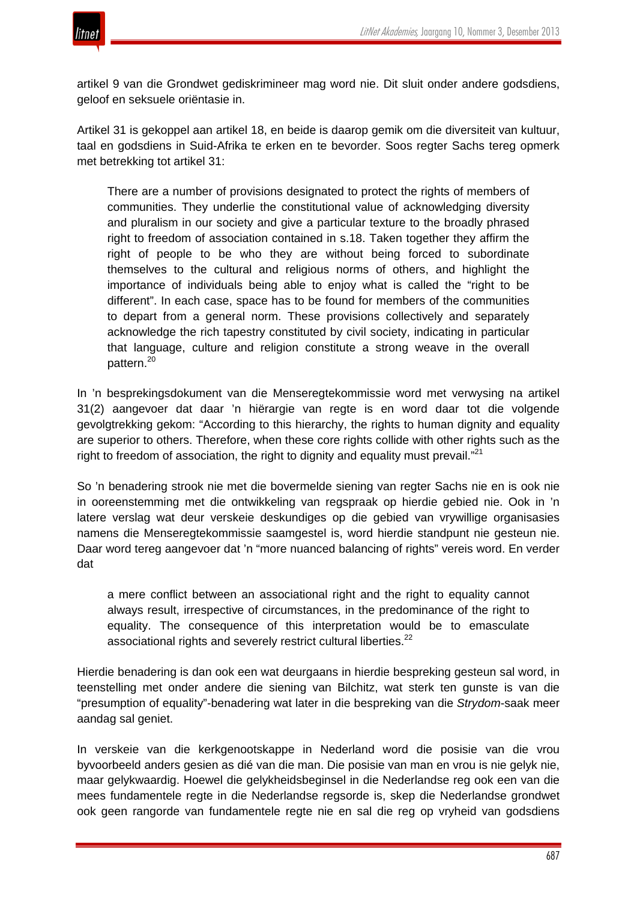artikel 9 van die Grondwet gediskrimineer mag word nie. Dit sluit onder andere godsdiens, geloof en seksuele oriëntasie in.

Artikel 31 is gekoppel aan artikel 18, en beide is daarop gemik om die diversiteit van kultuur, taal en godsdiens in Suid-Afrika te erken en te bevorder. Soos regter Sachs tereg opmerk met betrekking tot artikel 31:

> There are a number of provisions designated to protect the rights of members of communities. They underlie the constitutional value of acknowledging diversity and pluralism in our society and give a particular texture to the broadly phrased right to freedom of association contained in s.18. Taken together they affirm the right of people to be who they are without being forced to subordinate themselves to the cultural and religious norms of others, and highlight the importance of individuals being able to enjoy what is called the "right to be different". In each case, space has to be found for members of the communities to depart from a general norm. These provisions collectively and separately acknowledge the rich tapestry constituted by civil society, indicating in particular that language, culture and religion constitute a strong weave in the overall pattern.[20]

In 'n besprekingsdokument van die Menseregtekommissie word met verwysing na artikel 31(2) aangevoer dat daar 'n hiërargie van regte is en word daar tot die volgende gevolgtrekking gekom: "According to this hierarchy, the rights to human dignity and equality are superior to others. Therefore, when these core rights collide with other rights such as the right to freedom of association, the right to dignity and equality must prevail."[21]

So 'n benadering strook nie met die bovermelde siening van regter Sachs nie en is ook nie in ooreenstemming met die ontwikkeling van regspraak op hierdie gebied nie. Ook in 'n latere verslag wat deur verskeie deskundiges op die gebied van vrywillige organisasies namens die Menseregtekommissie saamgestel is, word hierdie standpunt nie gesteun nie. Daar word tereg aangevoer dat 'n "more nuanced balancing of rights" vereis word. En verder dat

> a mere conflict between an associational right and the right to equality cannot always result, irrespective of circumstances, in the predominance of the right to equality. The consequence of this interpretation would be to emasculate associational rights and severely restrict cultural liberties.[22]

Hierdie benadering is dan ook een wat deurgaans in hierdie bespreking gesteun sal word, in teenstelling met onder andere die siening van Bilchitz, wat sterk ten gunste is van die "presumption of equality"-benadering wat later in die bespreking van die *Strydom*-saak meer aandag sal geniet.

In verskeie van die kerkgenootskappe in Nederland word die posisie van die vrou byvoorbeeld anders gesien as dié van die man. Die posisie van man en vrou is nie gelyk nie, maar gelykwaardig. Hoewel die gelykheidsbeginsel in die Nederlandse reg ook een van die mees fundamentele regte in die Nederlandse regsorde is, skep die Nederlandse grondwet ook geen rangorde van fundamentele regte nie en sal die reg op vryheid van godsdiens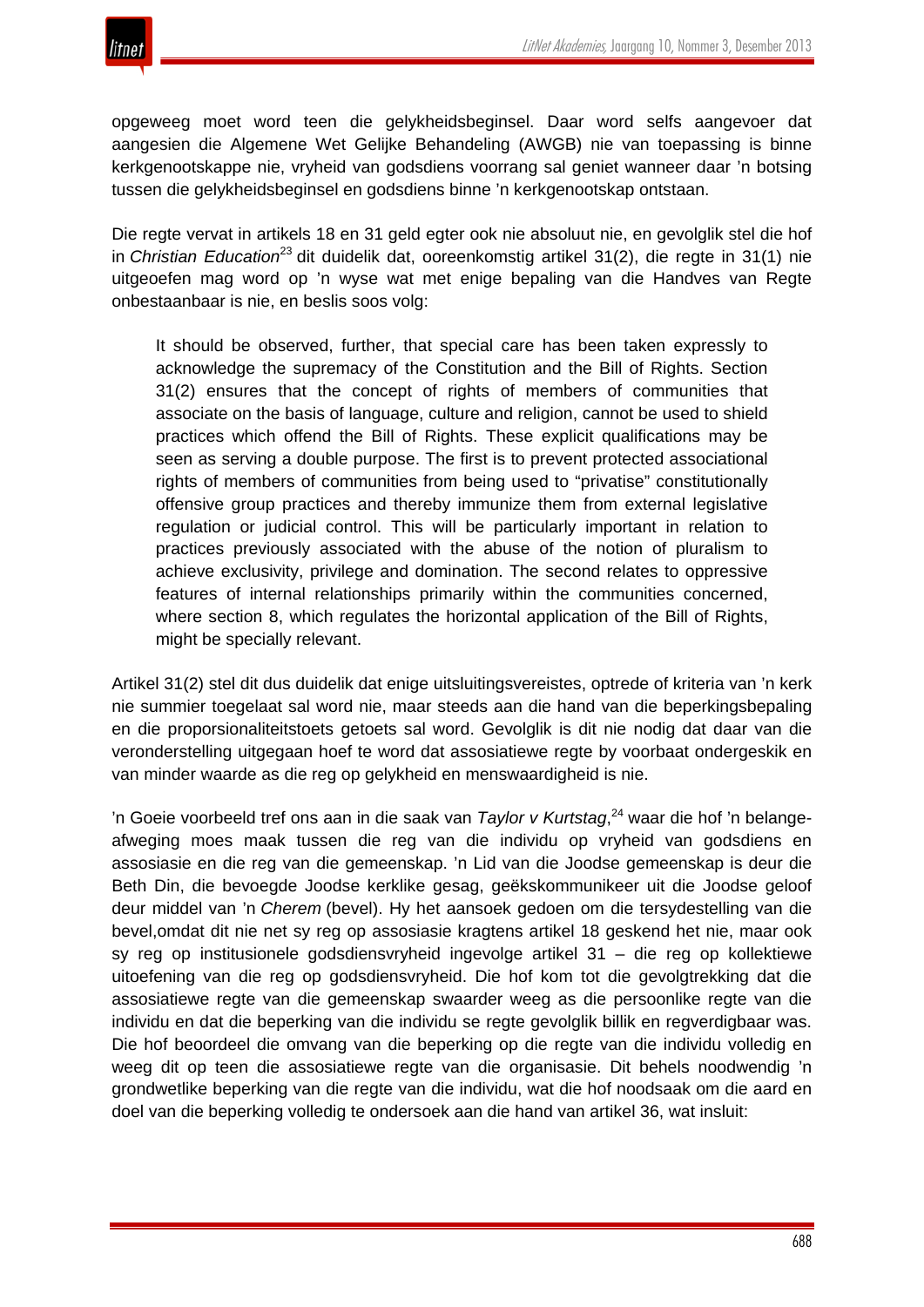opgeweeg moet word teen die gelykheidsbeginsel. Daar word selfs aangevoer dat aangesien die Algemene Wet Gelijke Behandeling (AWGB) nie van toepassing is binne kerkgenootskappe nie, vryheid van godsdiens voorrang sal geniet wanneer daar 'n botsing tussen die gelykheidsbeginsel en godsdiens binne 'n kerkgenootskap ontstaan.

Die regte vervat in artikels 18 en 31 geld egter ook nie absoluut nie, en gevolglik stel die hof in *Christian Education*[23] dit duidelik dat, ooreenkomstig artikel 31(2), die regte in 31(1) nie uitgeoefen mag word op 'n wyse wat met enige bepaling van die Handves van Regte onbestaanbaar is nie, en beslis soos volg:

> It should be observed, further, that special care has been taken expressly to acknowledge the supremacy of the Constitution and the Bill of Rights. Section 31(2) ensures that the concept of rights of members of communities that associate on the basis of language, culture and religion, cannot be used to shield practices which offend the Bill of Rights. These explicit qualifications may be seen as serving a double purpose. The first is to prevent protected associational rights of members of communities from being used to "privatise" constitutionally offensive group practices and thereby immunize them from external legislative regulation or judicial control. This will be particularly important in relation to practices previously associated with the abuse of the notion of pluralism to achieve exclusivity, privilege and domination. The second relates to oppressive features of internal relationships primarily within the communities concerned, where section 8, which regulates the horizontal application of the Bill of Rights, might be specially relevant.

Artikel 31(2) stel dit dus duidelik dat enige uitsluitingsvereistes, optrede of kriteria van 'n kerk nie summier toegelaat sal word nie, maar steeds aan die hand van die beperkingsbepaling en die proporsionaliteitstoets getoets sal word. Gevolglik is dit nie nodig dat daar van die veronderstelling uitgegaan hoef te word dat assosiatiewe regte by voorbaat ondergeskik en van minder waarde as die reg op gelykheid en menswaardigheid is nie.

'n Goeie voorbeeld tref ons aan in die saak van *Taylor v Kurtstag*,[24] waar die hof 'n belange-afweging moes maak tussen die reg van die individu op vryheid van godsdiens en assosiasie en die reg van die gemeenskap. 'n Lid van die Joodse gemeenskap is deur die Beth Din, die bevoegde Joodse kerklike gesag, geëkskommunikeer uit die Joodse geloof deur middel van 'n *Cherem* (bevel). Hy het aansoek gedoen om die tersydestelling van die bevel,omdat dit nie net sy reg op assosiasie kragtens artikel 18 geskend het nie, maar ook sy reg op institusionele godsdiensvryheid ingevolge artikel 31 – die reg op kollektiewe uitoefening van die reg op godsdiensvryheid. Die hof kom tot die gevolgtrekking dat die assosiatiewe regte van die gemeenskap swaarder weeg as die persoonlike regte van die individu en dat die beperking van die individu se regte gevolglik billik en regverdigbaar was. Die hof beoordeel die omvang van die beperking op die regte van die individu volledig en weeg dit op teen die assosiatiewe regte van die organisasie. Dit behels noodwendig 'n grondwetlike beperking van die regte van die individu, wat die hof noodsaak om die aard en doel van die beperking volledig te ondersoek aan die hand van artikel 36, wat insluit: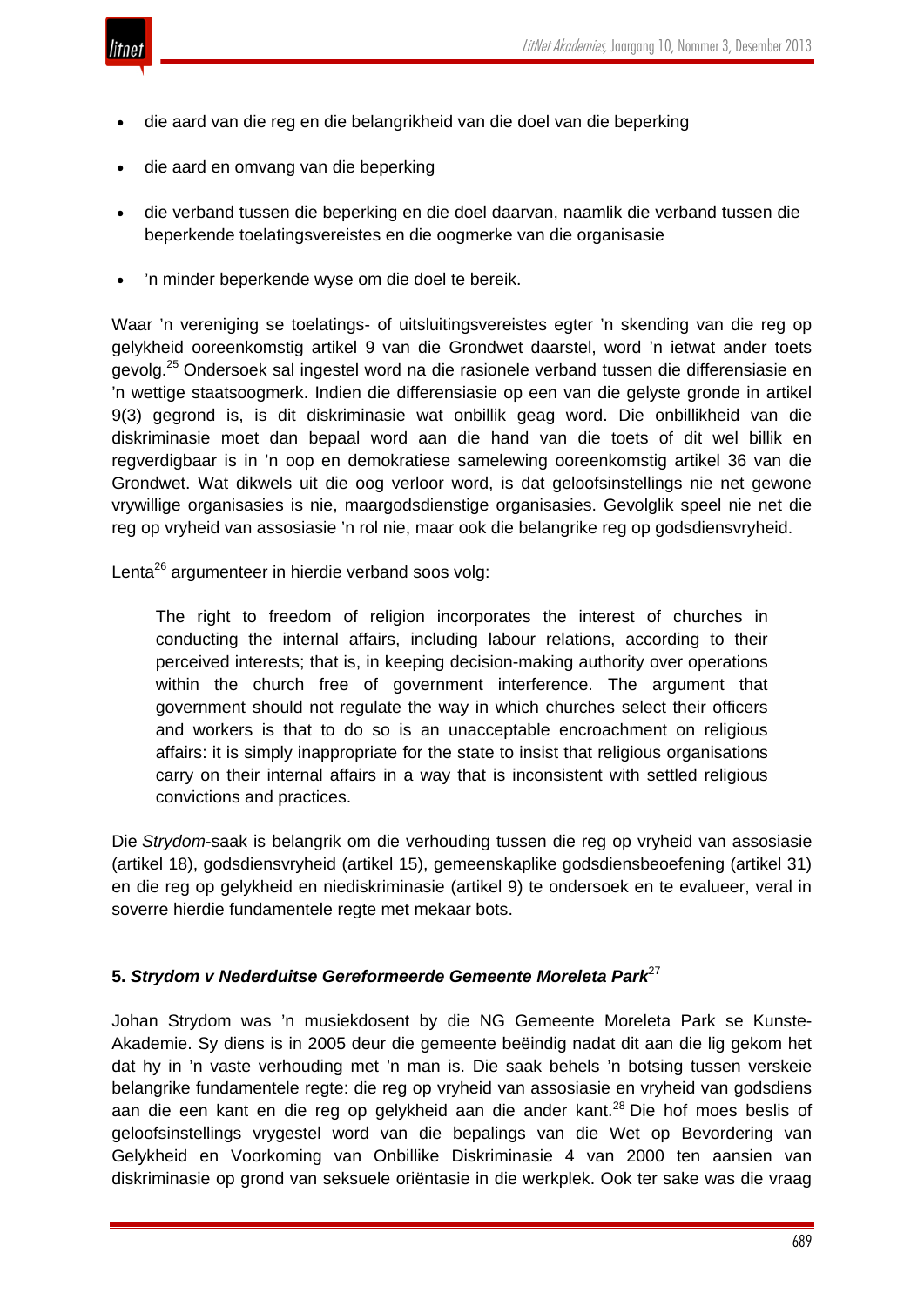- die aard van die reg en die belangrikheid van die doel van die beperking
- die aard en omvang van die beperking
- die verband tussen die beperking en die doel daarvan, naamlik die verband tussen die beperkende toelatingsvereistes en die oogmerke van die organisasie
- ’n minder beperkende wyse om die doel te bereik.

Waar ’n vereniging se toelatings- of uitsluitingsvereistes egter ’n skending van die reg op gelykheid ooreenkomstig artikel 9 van die Grondwet daarstel, word ’n ietwat ander toets gevolg.[25] Ondersoek sal ingestel word na die rasionele verband tussen die differensiasie en ’n wettige staatsoogmerk. Indien die differensiasie op een van die gelyste gronde in artikel 9(3) gegrond is, is dit diskriminasie wat onbillik geag word. Die onbillikheid van die diskriminasie moet dan bepaal word aan die hand van die toets of dit wel billik en regverdigbaar is in ’n oop en demokratiese samelewing ooreenkomstig artikel 36 van die Grondwet. Wat dikwels uit die oog verloor word, is dat geloofsinstellings nie net gewone vrywillige organisasies is nie, maargodsdienstige organisasies. Gevolglik speel nie net die reg op vryheid van assosiasie ’n rol nie, maar ook die belangrike reg op godsdiensvryheid.

Lenta[26] argumenteer in hierdie verband soos volg:

> The right to freedom of religion incorporates the interest of churches in conducting the internal affairs, including labour relations, according to their perceived interests; that is, in keeping decision-making authority over operations within the church free of government interference. The argument that government should not regulate the way in which churches select their officers and workers is that to do so is an unacceptable encroachment on religious affairs: it is simply inappropriate for the state to insist that religious organisations carry on their internal affairs in a way that is inconsistent with settled religious convictions and practices.

Die *Strydom*-saak is belangrik om die verhouding tussen die reg op vryheid van assosiasie (artikel 18), godsdiensvryheid (artikel 15), gemeenskaplike godsdiensbeoefening (artikel 31) en die reg op gelykheid en niediskriminasie (artikel 9) te ondersoek en te evalueer, veral in soverre hierdie fundamentele regte met mekaar bots.

## 5. *Strydom v Nederduitse Gereformeerde Gemeente Moreleta Park*[27]

Johan Strydom was ’n musiekdosent by die NG Gemeente Moreleta Park se Kunste-Akademie. Sy diens is in 2005 deur die gemeente beëindig nadat dit aan die lig gekom het dat hy in ’n vaste verhouding met ’n man is. Die saak behels ’n botsing tussen verskeie belangrike fundamentele regte: die reg op vryheid van assosiasie en vryheid van godsdiens aan die een kant en die reg op gelykheid aan die ander kant.[28] Die hof moes beslis of geloofsinstellings vrygestel word van die bepalings van die Wet op Bevordering van Gelykheid en Voorkoming van Onbillike Diskriminasie 4 van 2000 ten aansien van diskriminasie op grond van seksuele oriëntasie in die werkplek. Ook ter sake was die vraag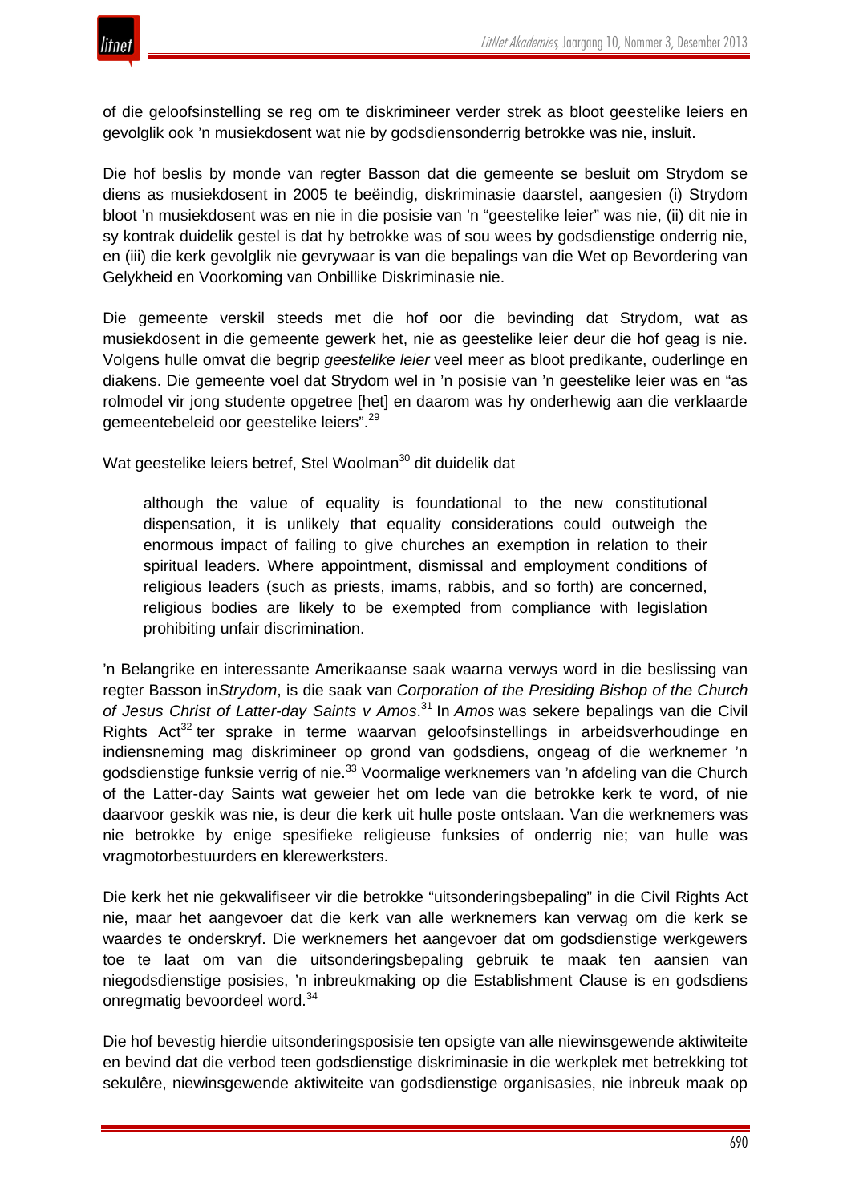of die geloofsinstelling se reg om te diskrimineer verder strek as bloot geestelike leiers en gevolglik ook 'n musiekdosent wat nie by godsdiensonderrig betrokke was nie, insluit.

Die hof beslis by monde van regter Basson dat die gemeente se besluit om Strydom se diens as musiekdosent in 2005 te beëindig, diskriminasie daarstel, aangesien (i) Strydom bloot 'n musiekdosent was en nie in die posisie van 'n "geestelike leier" was nie, (ii) dit nie in sy kontrak duidelik gestel is dat hy betrokke was of sou wees by godsdienstige onderrig nie, en (iii) die kerk gevolglik nie gevrywaar is van die bepalings van die Wet op Bevordering van Gelykheid en Voorkoming van Onbillike Diskriminasie nie.

Die gemeente verskil steeds met die hof oor die bevinding dat Strydom, wat as musiekdosent in die gemeente gewerk het, nie as geestelike leier deur die hof geag is nie. Volgens hulle omvat die begrip *geestelike leier* veel meer as bloot predikante, ouderlinge en diakens. Die gemeente voel dat Strydom wel in 'n posisie van 'n geestelike leier was en "as rolmodel vir jong studente opgetree [het] en daarom was hy onderhewig aan die verklaarde gemeentebeleid oor geestelike leiers".[29]

Wat geestelike leiers betref, Stel Woolman[30] dit duidelik dat

> although the value of equality is foundational to the new constitutional dispensation, it is unlikely that equality considerations could outweigh the enormous impact of failing to give churches an exemption in relation to their spiritual leaders. Where appointment, dismissal and employment conditions of religious leaders (such as priests, imams, rabbis, and so forth) are concerned, religious bodies are likely to be exempted from compliance with legislation prohibiting unfair discrimination.

'n Belangrike en interessante Amerikaanse saak waarna verwys word in die beslissing van regter Basson in*Strydom*, is die saak van *Corporation of the Presiding Bishop of the Church of Jesus Christ of Latter-day Saints v Amos*.[31] In *Amos* was sekere bepalings van die Civil Rights Act[32] ter sprake in terme waarvan geloofsinstellings in arbeidsverhoudinge en indiensneming mag diskrimineer op grond van godsdiens, ongeag of die werknemer 'n godsdienstige funksie verrig of nie.[33] Voormalige werknemers van 'n afdeling van die Church of the Latter-day Saints wat geweier het om lede van die betrokke kerk te word, of nie daarvoor geskik was nie, is deur die kerk uit hulle poste ontslaan. Van die werknemers was nie betrokke by enige spesifieke religieuse funksies of onderrig nie; van hulle was vragmotorbestuurders en klerewerksters.

Die kerk het nie gekwalifiseer vir die betrokke "uitsonderingsbepaling" in die Civil Rights Act nie, maar het aangevoer dat die kerk van alle werknemers kan verwag om die kerk se waardes te onderskryf. Die werknemers het aangevoer dat om godsdienstige werkgewers toe te laat om van die uitsonderingsbepaling gebruik te maak ten aansien van niegodsdienstige posisies, 'n inbreukmaking op die Establishment Clause is en godsdiens onregmatig bevoordeel word.[34]

Die hof bevestig hierdie uitsonderingsposisie ten opsigte van alle niewinsgewende aktiwiteite en bevind dat die verbod teen godsdienstige diskriminasie in die werkplek met betrekking tot sekulêre, niewinsgewende aktiwiteite van godsdienstige organisasies, nie inbreuk maak op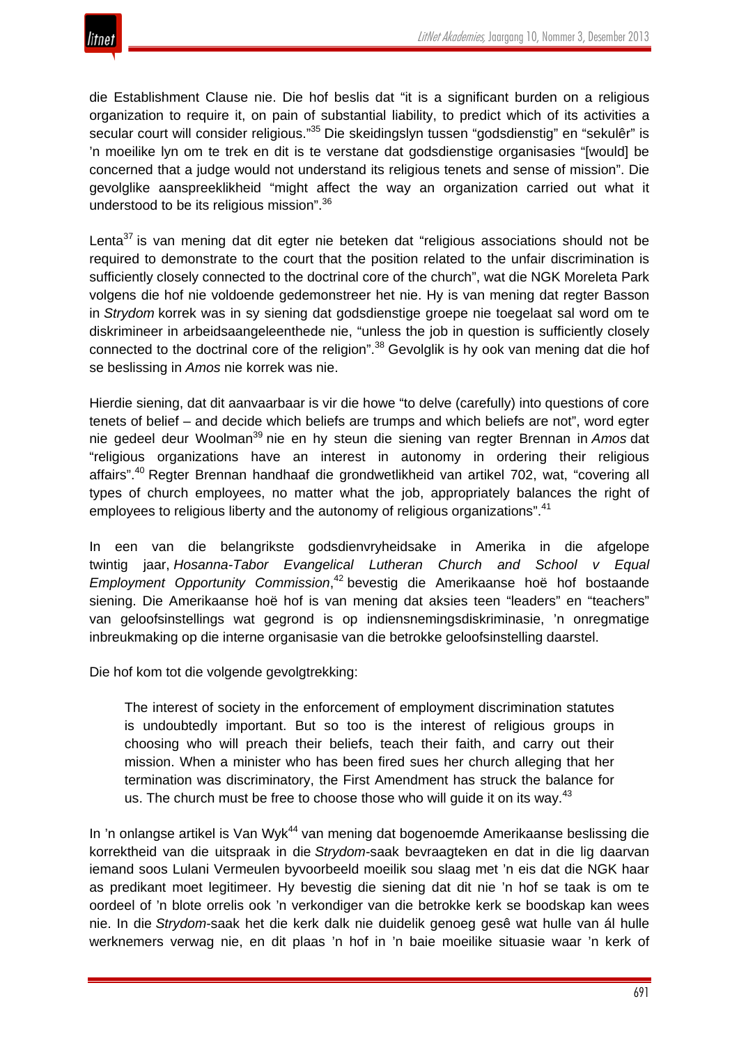die Establishment Clause nie. Die hof beslis dat "it is a significant burden on a religious organization to require it, on pain of substantial liability, to predict which of its activities a secular court will consider religious."[35] Die skeidingslyn tussen "godsdienstig" en "sekulêr" is 'n moeilike lyn om te trek en dit is te verstane dat godsdienstige organisasies "[would] be concerned that a judge would not understand its religious tenets and sense of mission". Die gevolglike aanspreeklikheid "might affect the way an organization carried out what it understood to be its religious mission".[36]

Lenta[37] is van mening dat dit egter nie beteken dat "religious associations should not be required to demonstrate to the court that the position related to the unfair discrimination is sufficiently closely connected to the doctrinal core of the church", wat die NGK Moreleta Park volgens die hof nie voldoende gedemonstreer het nie. Hy is van mening dat regter Basson in *Strydom* korrek was in sy siening dat godsdienstige groepe nie toegelaat sal word om te diskrimineer in arbeidsaangeleenthede nie, "unless the job in question is sufficiently closely connected to the doctrinal core of the religion".[38] Gevolglik is hy ook van mening dat die hof se beslissing in *Amos* nie korrek was nie.

Hierdie siening, dat dit aanvaarbaar is vir die howe "to delve (carefully) into questions of core tenets of belief – and decide which beliefs are trumps and which beliefs are not", word egter nie gedeel deur Woolman[39] nie en hy steun die siening van regter Brennan in *Amos* dat "religious organizations have an interest in autonomy in ordering their religious affairs".[40] Regter Brennan handhaaf die grondwetlikheid van artikel 702, wat, "covering all types of church employees, no matter what the job, appropriately balances the right of employees to religious liberty and the autonomy of religious organizations".[41]

In een van die belangrikste godsdienvryheidsake in Amerika in die afgelope twintig jaar, *Hosanna-Tabor Evangelical Lutheran Church and School v Equal Employment Opportunity Commission*,[42] bevestig die Amerikaanse hoë hof bostaande siening. Die Amerikaanse hoë hof is van mening dat aksies teen "leaders" en "teachers" van geloofsinstellings wat gegrond is op indiensnemingsdiskriminasie, 'n onregmatige inbreukmaking op die interne organisasie van die betrokke geloofsinstelling daarstel.

Die hof kom tot die volgende gevolgtrekking:

> The interest of society in the enforcement of employment discrimination statutes is undoubtedly important. But so too is the interest of religious groups in choosing who will preach their beliefs, teach their faith, and carry out their mission. When a minister who has been fired sues her church alleging that her termination was discriminatory, the First Amendment has struck the balance for us. The church must be free to choose those who will guide it on its way.[43]

In 'n onlangse artikel is Van Wyk[44] van mening dat bogenoemde Amerikaanse beslissing die korrektheid van die uitspraak in die *Strydom*-saak bevraagteken en dat in die lig daarvan iemand soos Lulani Vermeulen byvoorbeeld moeilik sou slaag met 'n eis dat die NGK haar as predikant moet legitimeer. Hy bevestig die siening dat dit nie 'n hof se taak is om te oordeel of 'n blote orrelis ook 'n verkondiger van die betrokke kerk se boodskap kan wees nie. In die *Strydom*-saak het die kerk dalk nie duidelik genoeg gesê wat hulle van ál hulle werknemers verwag nie, en dit plaas 'n hof in 'n baie moeilike situasie waar 'n kerk of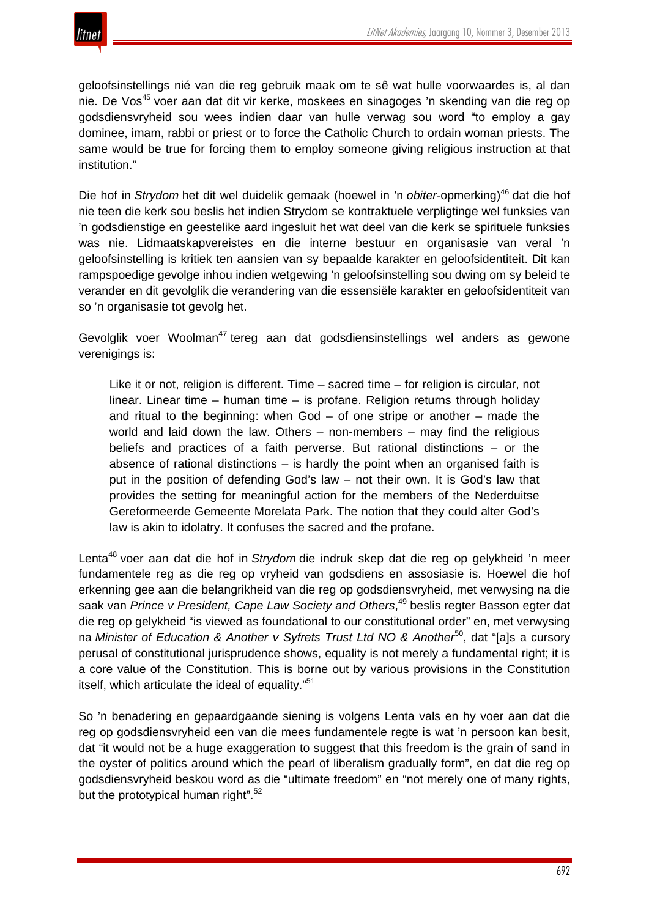geloofsinstellings nié van die reg gebruik maak om te sê wat hulle voorwaardes is, al dan nie. De Vos[45] voer aan dat dit vir kerke, moskees en sinagoges 'n skending van die reg op godsdiensvryheid sou wees indien daar van hulle verwag sou word "to employ a gay dominee, imam, rabbi or priest or to force the Catholic Church to ordain woman priests. The same would be true for forcing them to employ someone giving religious instruction at that institution."

Die hof in *Strydom* het dit wel duidelik gemaak (hoewel in 'n *obiter*-opmerking)[46] dat die hof nie teen die kerk sou beslis het indien Strydom se kontraktuele verpligtinge wel funksies van 'n godsdienstige en geestelike aard ingesluit het wat deel van die kerk se spirituele funksies was nie. Lidmaatskapvereistes en die interne bestuur en organisasie van veral 'n geloofsinstelling is kritiek ten aansien van sy bepaalde karakter en geloofsidentiteit. Dit kan rampspoedige gevolge inhou indien wetgewing 'n geloofsinstelling sou dwing om sy beleid te verander en dit gevolglik die verandering van die essensiële karakter en geloofsidentiteit van so 'n organisasie tot gevolg het.

Gevolglik voer Woolman[47] tereg aan dat godsdiensinstellings wel anders as gewone verenigings is:

> Like it or not, religion is different. Time – sacred time – for religion is circular, not linear. Linear time – human time – is profane. Religion returns through holiday and ritual to the beginning: when God – of one stripe or another – made the world and laid down the law. Others – non-members – may find the religious beliefs and practices of a faith perverse. But rational distinctions – or the absence of rational distinctions – is hardly the point when an organised faith is put in the position of defending God's law – not their own. It is God's law that provides the setting for meaningful action for the members of the Nederduitse Gereformeerde Gemeente Morelata Park. The notion that they could alter God's law is akin to idolatry. It confuses the sacred and the profane.

Lenta[48] voer aan dat die hof in *Strydom* die indruk skep dat die reg op gelykheid 'n meer fundamentele reg as die reg op vryheid van godsdiens en assosiasie is. Hoewel die hof erkenning gee aan die belangrikheid van die reg op godsdiensvryheid, met verwysing na die saak van *Prince v President, Cape Law Society and Others*,[49] beslis regter Basson egter dat die reg op gelykheid "is viewed as foundational to our constitutional order" en, met verwysing na *Minister of Education & Another v Syfrets Trust Ltd NO & Another*[50], dat "[a]s a cursory perusal of constitutional jurisprudence shows, equality is not merely a fundamental right; it is a core value of the Constitution. This is borne out by various provisions in the Constitution itself, which articulate the ideal of equality."[51]

So 'n benadering en gepaardgaande siening is volgens Lenta vals en hy voer aan dat die reg op godsdiensvryheid een van die mees fundamentele regte is wat 'n persoon kan besit, dat "it would not be a huge exaggeration to suggest that this freedom is the grain of sand in the oyster of politics around which the pearl of liberalism gradually form", en dat die reg op godsdiensvryheid beskou word as die "ultimate freedom" en "not merely one of many rights, but the prototypical human right".[52]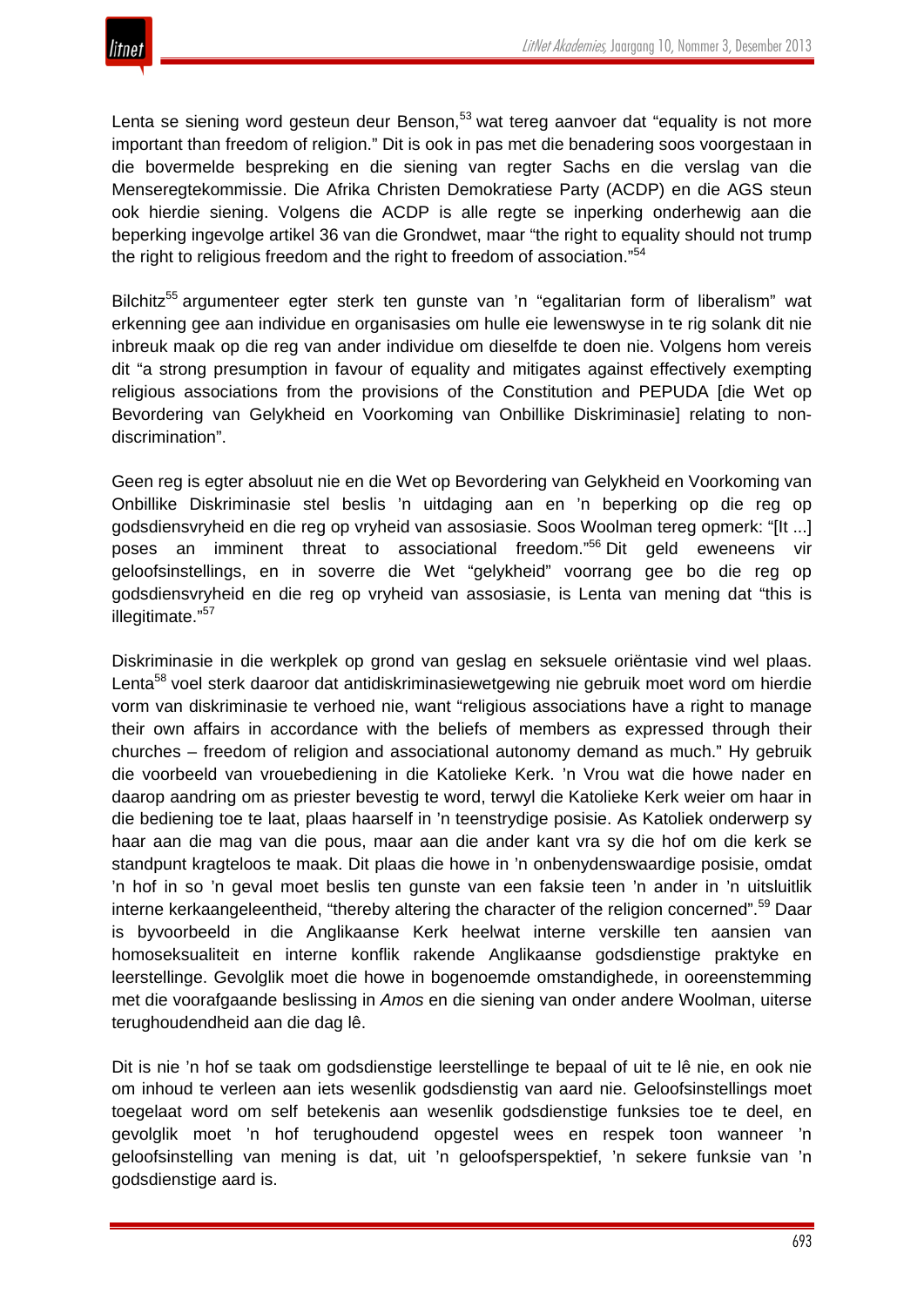Lenta se siening word gesteun deur Benson,[53] wat tereg aanvoer dat "equality is not more important than freedom of religion." Dit is ook in pas met die benadering soos voorgestaan in die bovermelde bespreking en die siening van regter Sachs en die verslag van die Menseregtekommissie. Die Afrika Christen Demokratiese Party (ACDP) en die AGS steun ook hierdie siening. Volgens die ACDP is alle regte se inperking onderhewig aan die beperking ingevolge artikel 36 van die Grondwet, maar "the right to equality should not trump the right to religious freedom and the right to freedom of association."[54]

Bilchitz[55] argumenteer egter sterk ten gunste van 'n "egalitarian form of liberalism" wat erkenning gee aan individue en organisasies om hulle eie lewenswyse in te rig solank dit nie inbreuk maak op die reg van ander individue om dieselfde te doen nie. Volgens hom vereis dit "a strong presumption in favour of equality and mitigates against effectively exempting religious associations from the provisions of the Constitution and PEPUDA [die Wet op Bevordering van Gelykheid en Voorkoming van Onbillike Diskriminasie] relating to non-discrimination".

Geen reg is egter absoluut nie en die Wet op Bevordering van Gelykheid en Voorkoming van Onbillike Diskriminasie stel beslis 'n uitdaging aan en 'n beperking op die reg op godsdiensvryheid en die reg op vryheid van assosiasie. Soos Woolman tereg opmerk: "[It ...] poses an imminent threat to associational freedom."[56] Dit geld eweneens vir geloofsinstellings, en in soverre die Wet "gelykheid" voorrang gee bo die reg op godsdiensvryheid en die reg op vryheid van assosiasie, is Lenta van mening dat "this is illegitimate."[57]

Diskriminasie in die werkplek op grond van geslag en seksuele oriëntasie vind wel plaas. Lenta[58] voel sterk daaroor dat antidiskriminasiewetgewing nie gebruik moet word om hierdie vorm van diskriminasie te verhoed nie, want "religious associations have a right to manage their own affairs in accordance with the beliefs of members as expressed through their churches – freedom of religion and associational autonomy demand as much." Hy gebruik die voorbeeld van vrouebediening in die Katolieke Kerk. 'n Vrou wat die howe nader en daarop aandring om as priester bevestig te word, terwyl die Katolieke Kerk weier om haar in die bediening toe te laat, plaas haarself in 'n teenstrydige posisie. As Katoliek onderwerp sy haar aan die mag van die pous, maar aan die ander kant vra sy die hof om die kerk se standpunt kragteloos te maak. Dit plaas die howe in 'n onbenydenswaardige posisie, omdat 'n hof in so 'n geval moet beslis ten gunste van een faksie teen 'n ander in 'n uitsluitlik interne kerkaangeleentheid, "thereby altering the character of the religion concerned".[59] Daar is byvoorbeeld in die Anglikaanse Kerk heelwat interne verskille ten aansien van homoseksualiteit en interne konflik rakende Anglikaanse godsdienstige praktyke en leerstellinge. Gevolglik moet die howe in bogenoemde omstandighede, in ooreenstemming met die voorafgaande beslissing in *Amos* en die siening van onder andere Woolman, uiterse terughoudendheid aan die dag lê.

Dit is nie 'n hof se taak om godsdienstige leerstellinge te bepaal of uit te lê nie, en ook nie om inhoud te verleen aan iets wesenlik godsdienstig van aard nie. Geloofsinstellings moet toegelaat word om self betekenis aan wesenlik godsdienstige funksies toe te deel, en gevolglik moet 'n hof terughoudend opgestel wees en respek toon wanneer 'n geloofsinstelling van mening is dat, uit 'n geloofsperspektief, 'n sekere funksie van 'n godsdienstige aard is.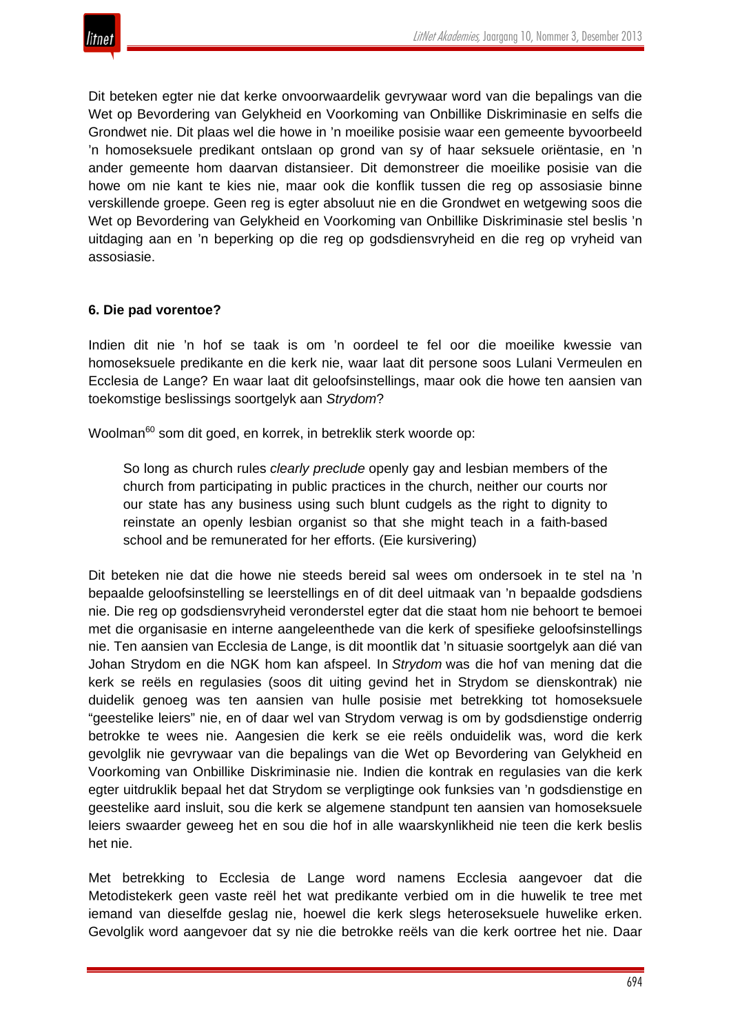Dit beteken egter nie dat kerke onvoorwaardelik gevrywaar word van die bepalings van die Wet op Bevordering van Gelykheid en Voorkoming van Onbillike Diskriminasie en selfs die Grondwet nie. Dit plaas wel die howe in 'n moeilike posisie waar een gemeente byvoorbeeld 'n homoseksuele predikant ontslaan op grond van sy of haar seksuele oriëntasie, en 'n ander gemeente hom daarvan distansieer. Dit demonstreer die moeilike posisie van die howe om nie kant te kies nie, maar ook die konflik tussen die reg op assosiasie binne verskillende groepe. Geen reg is egter absoluut nie en die Grondwet en wetgewing soos die Wet op Bevordering van Gelykheid en Voorkoming van Onbillike Diskriminasie stel beslis 'n uitdaging aan en 'n beperking op die reg op godsdiensvryheid en die reg op vryheid van assosiasie.

### 6. Die pad vorentoe?

Indien dit nie 'n hof se taak is om 'n oordeel te fel oor die moeilike kwessie van homoseksuele predikante en die kerk nie, waar laat dit persone soos Lulani Vermeulen en Ecclesia de Lange? En waar laat dit geloofsinstellings, maar ook die howe ten aansien van toekomstige beslissings soortgelyk aan *Strydom*?

Woolman[60] som dit goed, en korrek, in betreklik sterk woorde op:

> So long as church rules *clearly preclude* openly gay and lesbian members of the church from participating in public practices in the church, neither our courts nor our state has any business using such blunt cudgels as the right to dignity to reinstate an openly lesbian organist so that she might teach in a faith-based school and be remunerated for her efforts. (Eie kursivering)

Dit beteken nie dat die howe nie steeds bereid sal wees om ondersoek in te stel na 'n bepaalde geloofsinstelling se leerstellings en of dit deel uitmaak van 'n bepaalde godsdiens nie. Die reg op godsdiensvryheid veronderstel egter dat die staat hom nie behoort te bemoei met die organisasie en interne aangeleenthede van die kerk of spesifieke geloofsinstellings nie. Ten aansien van Ecclesia de Lange, is dit moontlik dat 'n situasie soortgelyk aan dié van Johan Strydom en die NGK hom kan afspeel. In *Strydom* was die hof van mening dat die kerk se reëls en regulasies (soos dit uiting gevind het in Strydom se dienskontrak) nie duidelik genoeg was ten aansien van hulle posisie met betrekking tot homoseksuele "geestelike leiers" nie, en of daar wel van Strydom verwag is om by godsdienstige onderrig betrokke te wees nie. Aangesien die kerk se eie reëls onduidelik was, word die kerk gevolglik nie gevrywaar van die bepalings van die Wet op Bevordering van Gelykheid en Voorkoming van Onbillike Diskriminasie nie. Indien die kontrak en regulasies van die kerk egter uitdruklik bepaal het dat Strydom se verpligtinge ook funksies van 'n godsdienstige en geestelike aard insluit, sou die kerk se algemene standpunt ten aansien van homoseksuele leiers swaarder geweeg het en sou die hof in alle waarskynlikheid nie teen die kerk beslis het nie.

Met betrekking to Ecclesia de Lange word namens Ecclesia aangevoer dat die Metodistekerk geen vaste reël het wat predikante verbied om in die huwelik te tree met iemand van dieselfde geslag nie, hoewel die kerk slegs heteroseksuele huwelike erken. Gevolglik word aangevoer dat sy nie die betrokke reëls van die kerk oortree het nie. Daar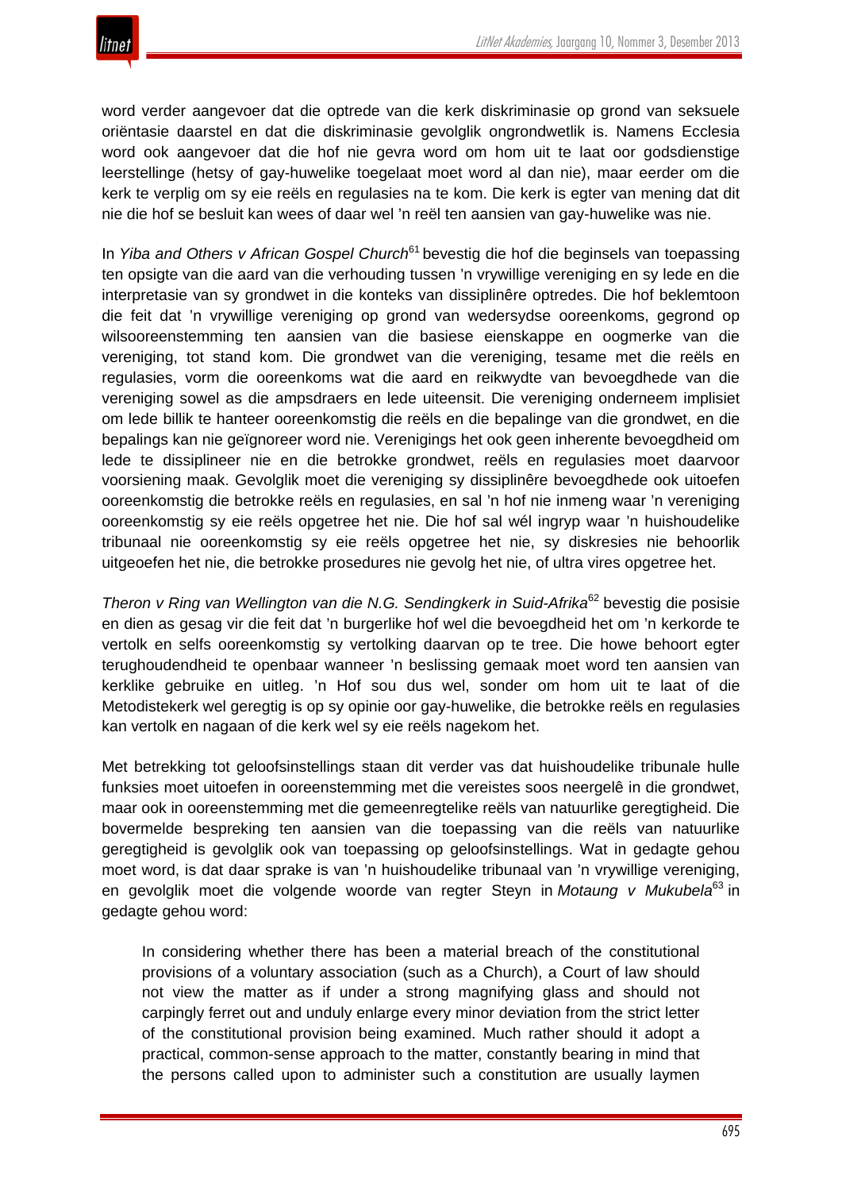word verder aangevoer dat die optrede van die kerk diskriminasie op grond van seksuele oriëntasie daarstel en dat die diskriminasie gevolglik ongrondwetlik is. Namens Ecclesia word ook aangevoer dat die hof nie gevra word om hom uit te laat oor godsdienstige leerstellinge (hetsy of gay-huwelike toegelaat moet word al dan nie), maar eerder om die kerk te verplig om sy eie reëls en regulasies na te kom. Die kerk is egter van mening dat dit nie die hof se besluit kan wees of daar wel 'n reël ten aansien van gay-huwelike was nie.

In *Yiba and Others v African Gospel Church*[61] bevestig die hof die beginsels van toepassing ten opsigte van die aard van die verhouding tussen 'n vrywillige vereniging en sy lede en die interpretasie van sy grondwet in die konteks van dissiplinêre optredes. Die hof beklemtoon die feit dat 'n vrywillige vereniging op grond van wedersydse ooreenkoms, gegrond op wilsooreenstemming ten aansien van die basiese eienskappe en oogmerke van die vereniging, tot stand kom. Die grondwet van die vereniging, tesame met die reëls en regulasies, vorm die ooreenkoms wat die aard en reikwydte van bevoegdhede van die vereniging sowel as die ampsdraers en lede uiteensit. Die vereniging onderneem implisiet om lede billik te hanteer ooreenkomstig die reëls en die bepalinge van die grondwet, en die bepalings kan nie geïgnoreer word nie. Verenigings het ook geen inherente bevoegdheid om lede te dissiplineer nie en die betrokke grondwet, reëls en regulasies moet daarvoor voorsiening maak. Gevolglik moet die vereniging sy dissiplinêre bevoegdhede ook uitoefen ooreenkomstig die betrokke reëls en regulasies, en sal 'n hof nie inmeng waar 'n vereniging ooreenkomstig sy eie reëls opgetree het nie. Die hof sal wél ingryp waar 'n huishoudelike tribunaal nie ooreenkomstig sy eie reëls opgetree het nie, sy diskresies nie behoorlik uitgeoefen het nie, die betrokke prosedures nie gevolg het nie, of ultra vires opgetree het.

*Theron v Ring van Wellington van die N.G. Sendingkerk in Suid-Afrika*[62] bevestig die posisie en dien as gesag vir die feit dat 'n burgerlike hof wel die bevoegdheid het om 'n kerkorde te vertolk en selfs ooreenkomstig sy vertolking daarvan op te tree. Die howe behoort egter terughoudendheid te openbaar wanneer 'n beslissing gemaak moet word ten aansien van kerklike gebruike en uitleg. 'n Hof sou dus wel, sonder om hom uit te laat of die Metodistekerk wel geregtig is op sy opinie oor gay-huwelike, die betrokke reëls en regulasies kan vertolk en nagaan of die kerk wel sy eie reëls nagekom het.

Met betrekking tot geloofsinstellings staan dit verder vas dat huishoudelike tribunale hulle funksies moet uitoefen in ooreenstemming met die vereistes soos neergelê in die grondwet, maar ook in ooreenstemming met die gemeenregtelike reëls van natuurlike geregtigheid. Die bovermelde bespreking ten aansien van die toepassing van die reëls van natuurlike geregtigheid is gevolglik ook van toepassing op geloofsinstellings. Wat in gedagte gehou moet word, is dat daar sprake is van 'n huishoudelike tribunaal van 'n vrywillige vereniging, en gevolglik moet die volgende woorde van regter Steyn in *Motaung v Mukubela*[63] in gedagte gehou word:

> In considering whether there has been a material breach of the constitutional provisions of a voluntary association (such as a Church), a Court of law should not view the matter as if under a strong magnifying glass and should not carpingly ferret out and unduly enlarge every minor deviation from the strict letter of the constitutional provision being examined. Much rather should it adopt a practical, common-sense approach to the matter, constantly bearing in mind that the persons called upon to administer such a constitution are usually laymen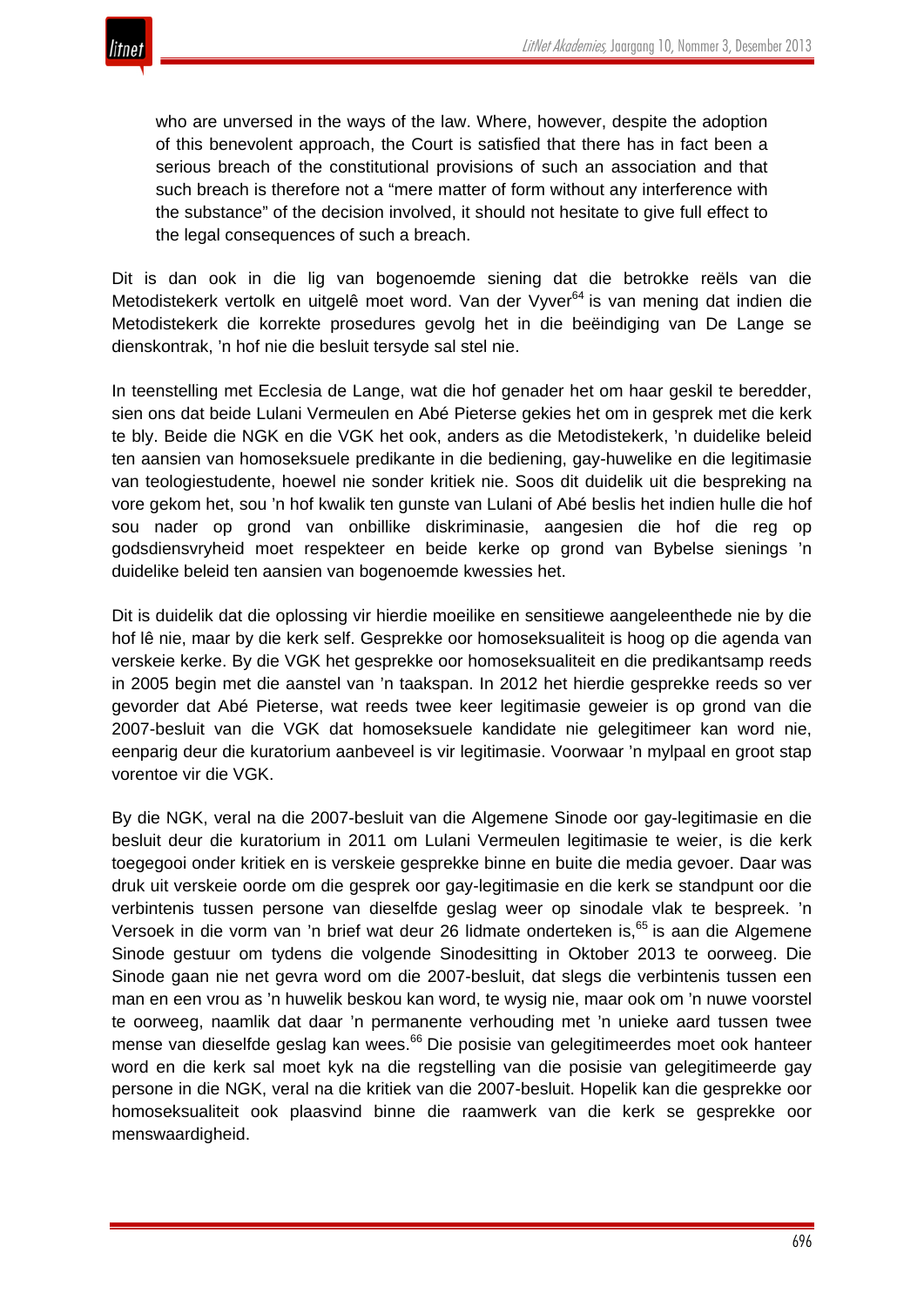> who are unversed in the ways of the law. Where, however, despite the adoption of this benevolent approach, the Court is satisfied that there has in fact been a serious breach of the constitutional provisions of such an association and that such breach is therefore not a "mere matter of form without any interference with the substance" of the decision involved, it should not hesitate to give full effect to the legal consequences of such a breach.

Dit is dan ook in die lig van bogenoemde siening dat die betrokke reëls van die Metodistekerk vertolk en uitgelê moet word. Van der Vyver[64] is van mening dat indien die Metodistekerk die korrekte prosedures gevolg het in die beëindiging van De Lange se dienskontrak, 'n hof nie die besluit tersyde sal stel nie.

In teenstelling met Ecclesia de Lange, wat die hof genader het om haar geskil te beredder, sien ons dat beide Lulani Vermeulen en Abé Pieterse gekies het om in gesprek met die kerk te bly. Beide die NGK en die VGK het ook, anders as die Metodistekerk, 'n duidelike beleid ten aansien van homoseksuele predikante in die bediening, gay-huwelike en die legitimasie van teologiestudente, hoewel nie sonder kritiek nie. Soos dit duidelik uit die bespreking na vore gekom het, sou 'n hof kwalik ten gunste van Lulani of Abé beslis het indien hulle die hof sou nader op grond van onbillike diskriminasie, aangesien die hof die reg op godsdiensvryheid moet respekteer en beide kerke op grond van Bybelse sienings 'n duidelike beleid ten aansien van bogenoemde kwessies het.

Dit is duidelik dat die oplossing vir hierdie moeilike en sensitiewe aangeleenthede nie by die hof lê nie, maar by die kerk self. Gesprekke oor homoseksualiteit is hoog op die agenda van verskeie kerke. By die VGK het gesprekke oor homoseksualiteit en die predikantsamp reeds in 2005 begin met die aanstel van 'n taakspan. In 2012 het hierdie gesprekke reeds so ver gevorder dat Abé Pieterse, wat reeds twee keer legitimasie geweier is op grond van die 2007-besluit van die VGK dat homoseksuele kandidate nie gelegitimeer kan word nie, eenparig deur die kuratorium aanbeveel is vir legitimasie. Voorwaar 'n mylpaal en groot stap vorentoe vir die VGK.

By die NGK, veral na die 2007-besluit van die Algemene Sinode oor gay-legitimasie en die besluit deur die kuratorium in 2011 om Lulani Vermeulen legitimasie te weier, is die kerk toegegooi onder kritiek en is verskeie gesprekke binne en buite die media gevoer. Daar was druk uit verskeie oorde om die gesprek oor gay-legitimasie en die kerk se standpunt oor die verbintenis tussen persone van dieselfde geslag weer op sinodale vlak te bespreek. 'n Versoek in die vorm van 'n brief wat deur 26 lidmate onderteken is,[65] is aan die Algemene Sinode gestuur om tydens die volgende Sinodesitting in Oktober 2013 te oorweeg. Die Sinode gaan nie net gevra word om die 2007-besluit, dat slegs die verbintenis tussen een man en een vrou as 'n huwelik beskou kan word, te wysig nie, maar ook om 'n nuwe voorstel te oorweeg, naamlik dat daar 'n permanente verhouding met 'n unieke aard tussen twee mense van dieselfde geslag kan wees.[66] Die posisie van gelegitimeerdes moet ook hanteer word en die kerk sal moet kyk na die regstelling van die posisie van gelegitimeerde gay persone in die NGK, veral na die kritiek van die 2007-besluit. Hopelik kan die gesprekke oor homoseksualiteit ook plaasvind binne die raamwerk van die kerk se gesprekke oor menswaardigheid.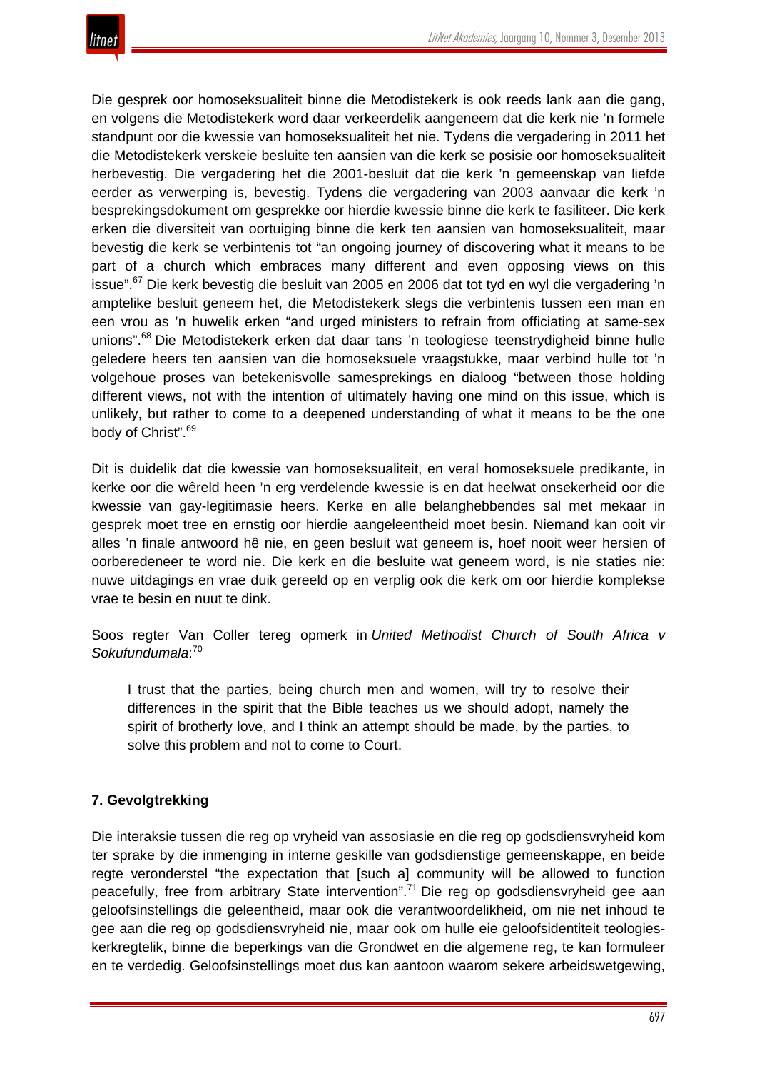Die gesprek oor homoseksualiteit binne die Metodistekerk is ook reeds lank aan die gang, en volgens die Metodistekerk word daar verkeerdelik aangeneem dat die kerk nie 'n formele standpunt oor die kwessie van homoseksualiteit het nie. Tydens die vergadering in 2011 het die Metodistekerk verskeie besluite ten aansien van die kerk se posisie oor homoseksualiteit herbevestig. Die vergadering het die 2001-besluit dat die kerk 'n gemeenskap van liefde eerder as verwerping is, bevestig. Tydens die vergadering van 2003 aanvaar die kerk 'n besprekingsdokument om gesprekke oor hierdie kwessie binne die kerk te fasiliteer. Die kerk erken die diversiteit van oortuiging binne die kerk ten aansien van homoseksualiteit, maar bevestig die kerk se verbintenis tot "an ongoing journey of discovering what it means to be part of a church which embraces many different and even opposing views on this issue".[67] Die kerk bevestig die besluit van 2005 en 2006 dat tot tyd en wyl die vergadering 'n amptelike besluit geneem het, die Metodistekerk slegs die verbintenis tussen een man en een vrou as 'n huwelik erken "and urged ministers to refrain from officiating at same-sex unions".[68] Die Metodistekerk erken dat daar tans 'n teologiese teenstrydigheid binne hulle geledere heers ten aansien van die homoseksuele vraagstukke, maar verbind hulle tot 'n volgehoue proses van betekenisvolle samesprekings en dialoog "between those holding different views, not with the intention of ultimately having one mind on this issue, which is unlikely, but rather to come to a deepened understanding of what it means to be the one body of Christ".[69]

Dit is duidelik dat die kwessie van homoseksualiteit, en veral homoseksuele predikante, in kerke oor die wêreld heen 'n erg verdelende kwessie is en dat heelwat onsekerheid oor die kwessie van gay-legitimasie heers. Kerke en alle belanghebbendes sal met mekaar in gesprek moet tree en ernstig oor hierdie aangeleentheid moet besin. Niemand kan ooit vir alles 'n finale antwoord hê nie, en geen besluit wat geneem is, hoef nooit weer hersien of oorberedeneer te word nie. Die kerk en die besluite wat geneem word, is nie staties nie: nuwe uitdagings en vrae duik gereeld op en verplig ook die kerk om oor hierdie komplekse vrae te besin en nuut te dink.

Soos regter Van Coller tereg opmerk in *United Methodist Church of South Africa v Sokufundumala*:[70]

> I trust that the parties, being church men and women, will try to resolve their differences in the spirit that the Bible teaches us we should adopt, namely the spirit of brotherly love, and I think an attempt should be made, by the parties, to solve this problem and not to come to Court.

## 7. Gevolgtrekking

Die interaksie tussen die reg op vryheid van assosiasie en die reg op godsdiensvryheid kom ter sprake by die inmenging in interne geskille van godsdienstige gemeenskappe, en beide regte veronderstel "the expectation that [such a] community will be allowed to function peacefully, free from arbitrary State intervention".[71] Die reg op godsdiensvryheid gee aan geloofsinstellings die geleentheid, maar ook die verantwoordelikheid, om nie net inhoud te gee aan die reg op godsdiensvryheid nie, maar ook om hulle eie geloofsidentiteit teologies-kerkregtelik, binne die beperkings van die Grondwet en die algemene reg, te kan formuleer en te verdedig. Geloofsinstellings moet dus kan aantoon waarom sekere arbeidswetgewing,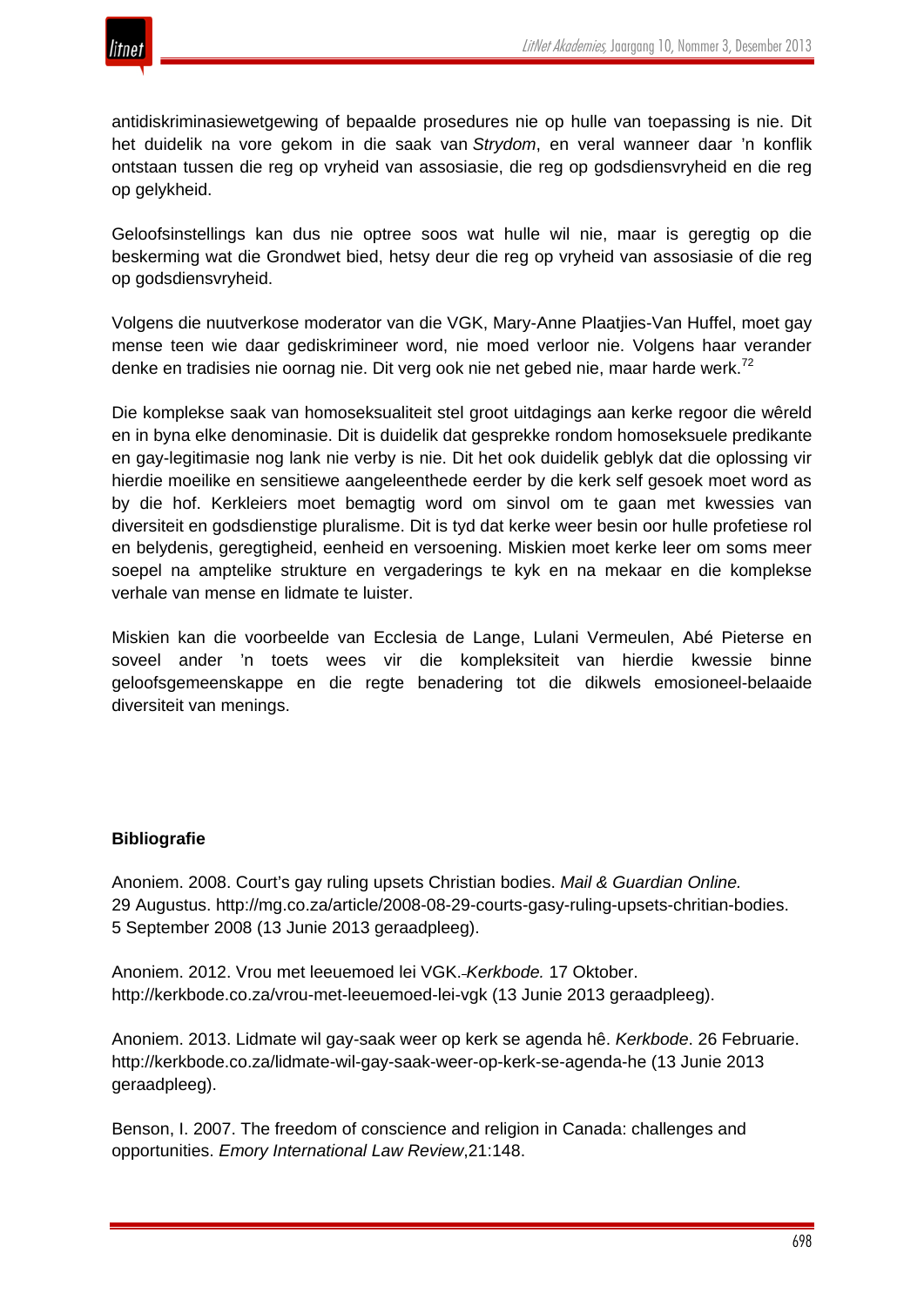antidiskriminasiewetgewing of bepaalde prosedures nie op hulle van toepassing is nie. Dit het duidelik na vore gekom in die saak van *Strydom*, en veral wanneer daar 'n konflik ontstaan tussen die reg op vryheid van assosiasie, die reg op godsdiensvryheid en die reg op gelykheid.

Geloofsinstellings kan dus nie optree soos wat hulle wil nie, maar is geregtig op die beskerming wat die Grondwet bied, hetsy deur die reg op vryheid van assosiasie of die reg op godsdiensvryheid.

Volgens die nuutverkose moderator van die VGK, Mary-Anne Plaatjies-Van Huffel, moet gay mense teen wie daar gediskrimineer word, nie moed verloor nie. Volgens haar verander denke en tradisies nie oornag nie. Dit verg ook nie net gebed nie, maar harde werk.[72]

Die komplekse saak van homoseksualiteit stel groot uitdagings aan kerke regoor die wêreld en in byna elke denominasie. Dit is duidelik dat gesprekke rondom homoseksuele predikante en gay-legitimasie nog lank nie verby is nie. Dit het ook duidelik geblyk dat die oplossing vir hierdie moeilike en sensitiewe aangeleenthede eerder by die kerk self gesoek moet word as by die hof. Kerkleiers moet bemagtig word om sinvol om te gaan met kwessies van diversiteit en godsdienstige pluralisme. Dit is tyd dat kerke weer besin oor hulle profetiese rol en belydenis, geregtigheid, eenheid en versoening. Miskien moet kerke leer om soms meer soepel na amptelike strukture en vergaderings te kyk en na mekaar en die komplekse verhale van mense en lidmate te luister.

Miskien kan die voorbeelde van Ecclesia de Lange, Lulani Vermeulen, Abé Pieterse en soveel ander 'n toets wees vir die kompleksiteit van hierdie kwessie binne geloofsgemeenskappe en die regte benadering tot die dikwels emosioneel-belaaide diversiteit van menings.

**Bibliografie**

Anoniem. 2008. Court's gay ruling upsets Christian bodies. *Mail & Guardian Online.* 29 Augustus. http://mg.co.za/article/2008-08-29-courts-gasy-ruling-upsets-chritian-bodies. 5 September 2008 (13 Junie 2013 geraadpleeg).

Anoniem. 2012. Vrou met leeuemoed lei VGK. *Kerkbode.* 17 Oktober. http://kerkbode.co.za/vrou-met-leeuemoed-lei-vgk (13 Junie 2013 geraadpleeg).

Anoniem. 2013. Lidmate wil gay-saak weer op kerk se agenda hê. *Kerkbode*. 26 Februarie. http://kerkbode.co.za/lidmate-wil-gay-saak-weer-op-kerk-se-agenda-he (13 Junie 2013 geraadpleeg).

Benson, I. 2007. The freedom of conscience and religion in Canada: challenges and opportunities. *Emory International Law Review*,21:148.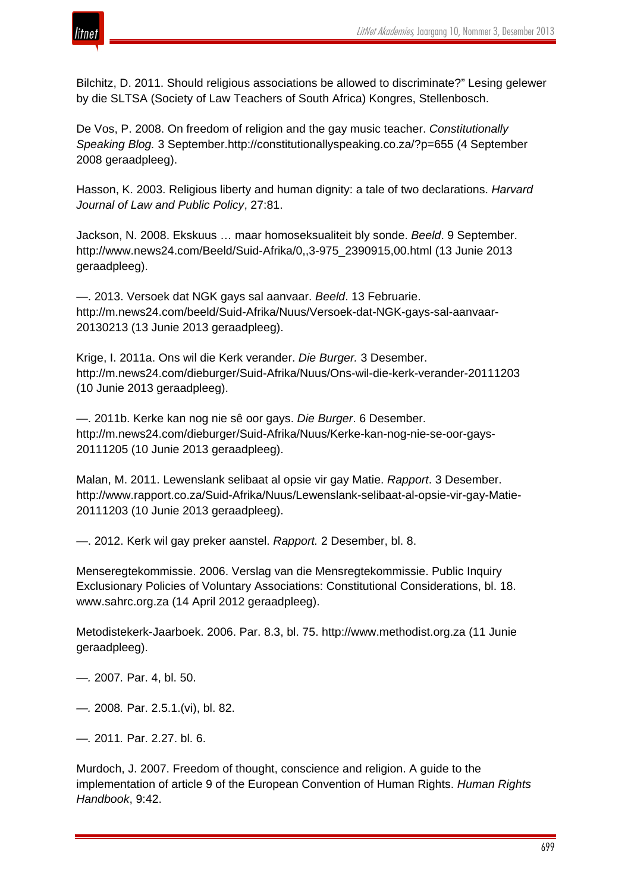Bilchitz, D. 2011. Should religious associations be allowed to discriminate?" Lesing gelewer by die SLTSA (Society of Law Teachers of South Africa) Kongres, Stellenbosch.

De Vos, P. 2008. On freedom of religion and the gay music teacher. *Constitutionally Speaking Blog.* 3 September.http://constitutionallyspeaking.co.za/?p=655 (4 September 2008 geraadpleeg).

Hasson, K. 2003. Religious liberty and human dignity: a tale of two declarations. *Harvard Journal of Law and Public Policy*, 27:81.

Jackson, N. 2008. Ekskuus … maar homoseksualiteit bly sonde. *Beeld*. 9 September. http://www.news24.com/Beeld/Suid-Afrika/0,,3-975_2390915,00.html (13 Junie 2013 geraadpleeg).

—. 2013. Versoek dat NGK gays sal aanvaar. *Beeld*. 13 Februarie. http://m.news24.com/beeld/Suid-Afrika/Nuus/Versoek-dat-NGK-gays-sal-aanvaar-20130213 (13 Junie 2013 geraadpleeg).

Krige, I. 2011a. Ons wil die Kerk verander. *Die Burger.* 3 Desember. http://m.news24.com/dieburger/Suid-Afrika/Nuus/Ons-wil-die-kerk-verander-20111203 (10 Junie 2013 geraadpleeg).

—. 2011b. Kerke kan nog nie sê oor gays. *Die Burger*. 6 Desember. http://m.news24.com/dieburger/Suid-Afrika/Nuus/Kerke-kan-nog-nie-se-oor-gays-20111205 (10 Junie 2013 geraadpleeg).

Malan, M. 2011. Lewenslank selibaat al opsie vir gay Matie. *Rapport*. 3 Desember. http://www.rapport.co.za/Suid-Afrika/Nuus/Lewenslank-selibaat-al-opsie-vir-gay-Matie-20111203 (10 Junie 2013 geraadpleeg).

—. 2012. Kerk wil gay preker aanstel. *Rapport.* 2 Desember, bl. 8.

Menseregtekommissie. 2006. Verslag van die Mensregtekommissie. Public Inquiry Exclusionary Policies of Voluntary Associations: Constitutional Considerations, bl. 18. www.sahrc.org.za (14 April 2012 geraadpleeg).

Metodistekerk-Jaarboek. 2006. Par. 8.3, bl. 75. http://www.methodist.org.za (11 Junie geraadpleeg).

—*.* 2007*.* Par. 4, bl. 50.

—*.* 2008*.* Par. 2.5.1.(vi), bl. 82.

—*.* 2011*.* Par. 2.27. bl. 6.

Murdoch, J. 2007. Freedom of thought, conscience and religion. A guide to the implementation of article 9 of the European Convention of Human Rights. *Human Rights Handbook*, 9:42.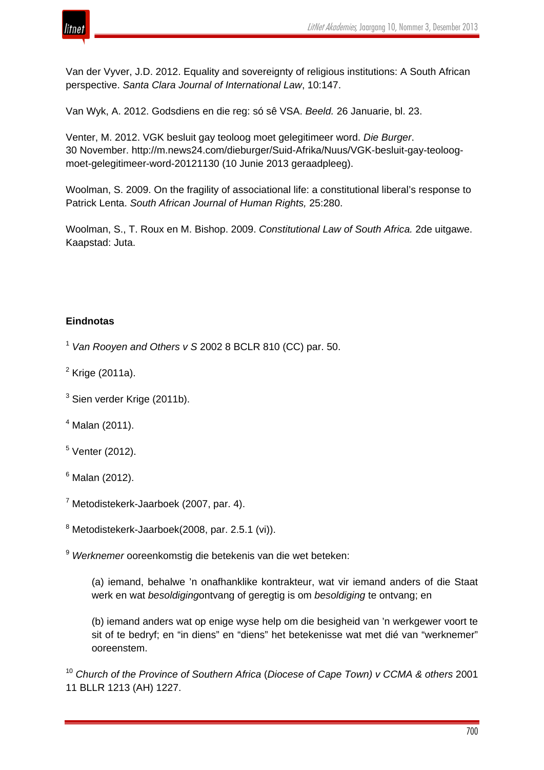Van der Vyver, J.D. 2012. Equality and sovereignty of religious institutions: A South African perspective. *Santa Clara Journal of International Law*, 10:147.

Van Wyk, A. 2012. Godsdiens en die reg: só sê VSA. *Beeld.* 26 Januarie, bl. 23.

Venter, M. 2012. VGK besluit gay teoloog moet gelegitimeer word. *Die Burger*. 30 November. http://m.news24.com/dieburger/Suid-Afrika/Nuus/VGK-besluit-gay-teoloog-moet-gelegitimeer-word-20121130 (10 Junie 2013 geraadpleeg).

Woolman, S. 2009. On the fragility of associational life: a constitutional liberal's response to Patrick Lenta. *South African Journal of Human Rights,* 25:280.

Woolman, S., T. Roux en M. Bishop. 2009. *Constitutional Law of South Africa.* 2de uitgawe. Kaapstad: Juta.

**Eindnotas**

[1] *Van Rooyen and Others v S* 2002 8 BCLR 810 (CC) par. 50.

[2] Krige (2011a).

[3] Sien verder Krige (2011b).

[4] Malan (2011).

[5] Venter (2012).

[6] Malan (2012).

[7] Metodistekerk-Jaarboek (2007, par. 4).

[8] Metodistekerk-Jaarboek(2008, par. 2.5.1 (vi)).

[9] *Werknemer* ooreenkomstig die betekenis van die wet beteken:

> (a) iemand, behalwe 'n onafhanklike kontrakteur, wat vir iemand anders of die Staat werk en wat *besoldiging*ontvang of geregtig is om *besoldiging* te ontvang; en
>
> (b) iemand anders wat op enige wyse help om die besigheid van 'n werkgewer voort te sit of te bedryf; en "in diens" en "diens" het betekenisse wat met dié van "werknemer" ooreenstem.

[10] *Church of the Province of Southern Africa* (*Diocese of Cape Town) v CCMA & others* 2001 11 BLLR 1213 (AH) 1227.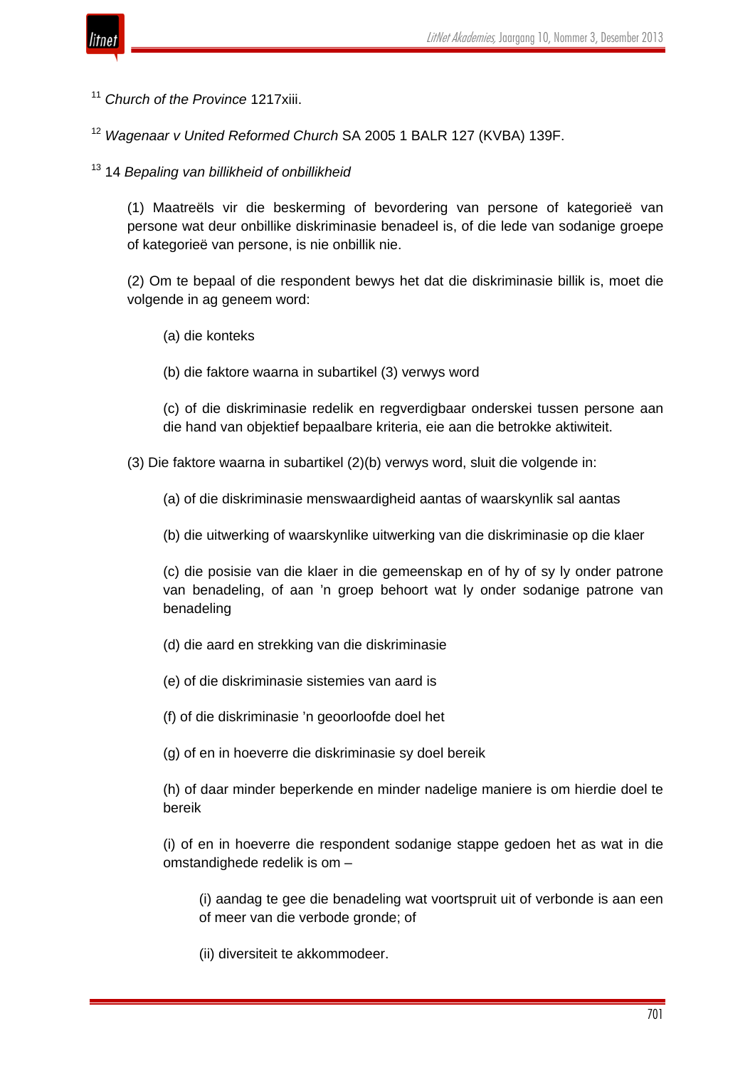[11] *Church of the Province* 1217xiii.

[12] *Wagenaar v United Reformed Church* SA 2005 1 BALR 127 (KVBA) 139F.

[13] 14 *Bepaling van billikheid of onbillikheid*

> (1) Maatreëls vir die beskerming of bevordering van persone of kategorieë van persone wat deur onbillike diskriminasie benadeel is, of die lede van sodanige groepe of kategorieë van persone, is nie onbillik nie.
>
> (2) Om te bepaal of die respondent bewys het dat die diskriminasie billik is, moet die volgende in ag geneem word:
>
> > (a) die konteks
> >
> > (b) die faktore waarna in subartikel (3) verwys word
> >
> > (c) of die diskriminasie redelik en regverdigbaar onderskei tussen persone aan die hand van objektief bepaalbare kriteria, eie aan die betrokke aktiwiteit.
>
> (3) Die faktore waarna in subartikel (2)(b) verwys word, sluit die volgende in:
>
> > (a) of die diskriminasie menswaardigheid aantas of waarskynlik sal aantas
> >
> > (b) die uitwerking of waarskynlike uitwerking van die diskriminasie op die klaer
> >
> > (c) die posisie van die klaer in die gemeenskap en of hy of sy ly onder patrone van benadeling, of aan 'n groep behoort wat ly onder sodanige patrone van benadeling
> >
> > (d) die aard en strekking van die diskriminasie
> >
> > (e) of die diskriminasie sistemies van aard is
> >
> > (f) of die diskriminasie 'n geoorloofde doel het
> >
> > (g) of en in hoeverre die diskriminasie sy doel bereik
> >
> > (h) of daar minder beperkende en minder nadelige maniere is om hierdie doel te bereik
> >
> > (i) of en in hoeverre die respondent sodanige stappe gedoen het as wat in die omstandighede redelik is om –
> >
> > > (i) aandag te gee die benadeling wat voortspruit uit of verbonde is aan een of meer van die verbode gronde; of
> > >
> > > (ii) diversiteit te akkommodeer.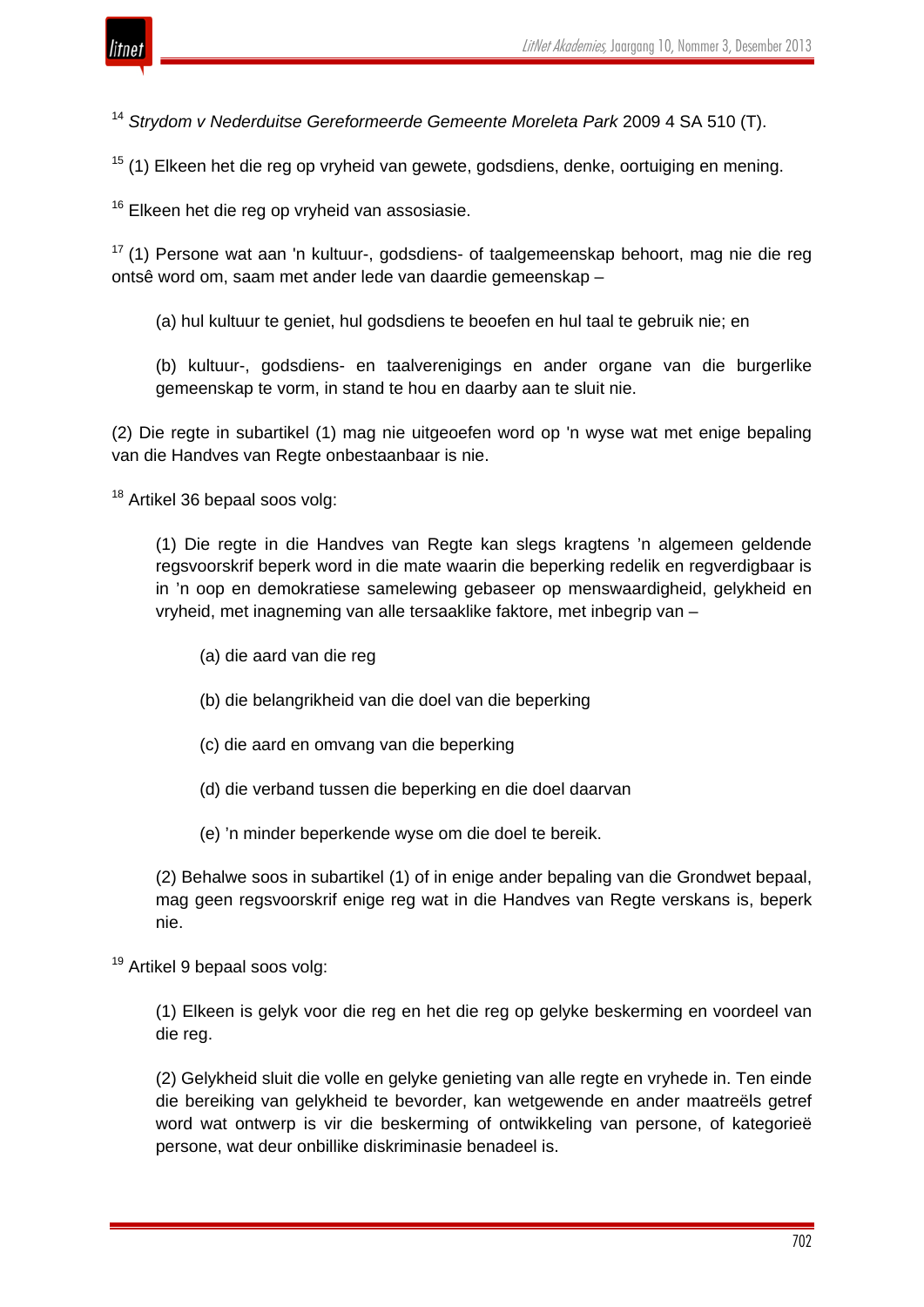[14] *Strydom v Nederduitse Gereformeerde Gemeente Moreleta Park* 2009 4 SA 510 (T).

[15] (1) Elkeen het die reg op vryheid van gewete, godsdiens, denke, oortuiging en mening.

[16] Elkeen het die reg op vryheid van assosiasie.

[17] (1) Persone wat aan 'n kultuur-, godsdiens- of taalgemeenskap behoort, mag nie die reg ontsê word om, saam met ander lede van daardie gemeenskap –

> (a) hul kultuur te geniet, hul godsdiens te beoefen en hul taal te gebruik nie; en
>
> (b) kultuur-, godsdiens- en taalverenigings en ander organe van die burgerlike gemeenskap te vorm, in stand te hou en daarby aan te sluit nie.

(2) Die regte in subartikel (1) mag nie uitgeoefen word op 'n wyse wat met enige bepaling van die Handves van Regte onbestaanbaar is nie.

[18] Artikel 36 bepaal soos volg:

> (1) Die regte in die Handves van Regte kan slegs kragtens 'n algemeen geldende regsvoorskrif beperk word in die mate waarin die beperking redelik en regverdigbaar is in 'n oop en demokratiese samelewing gebaseer op menswaardigheid, gelykheid en vryheid, met inagneming van alle tersaaklike faktore, met inbegrip van –
>
> > (a) die aard van die reg
> >
> > (b) die belangrikheid van die doel van die beperking
> >
> > (c) die aard en omvang van die beperking
> >
> > (d) die verband tussen die beperking en die doel daarvan
> >
> > (e) 'n minder beperkende wyse om die doel te bereik.
>
> (2) Behalwe soos in subartikel (1) of in enige ander bepaling van die Grondwet bepaal, mag geen regsvoorskrif enige reg wat in die Handves van Regte verskans is, beperk nie.

[19] Artikel 9 bepaal soos volg:

> (1) Elkeen is gelyk voor die reg en het die reg op gelyke beskerming en voordeel van die reg.
>
> (2) Gelykheid sluit die volle en gelyke genieting van alle regte en vryhede in. Ten einde die bereiking van gelykheid te bevorder, kan wetgewende en ander maatreëls getref word wat ontwerp is vir die beskerming of ontwikkeling van persone, of kategorieë persone, wat deur onbillike diskriminasie benadeel is.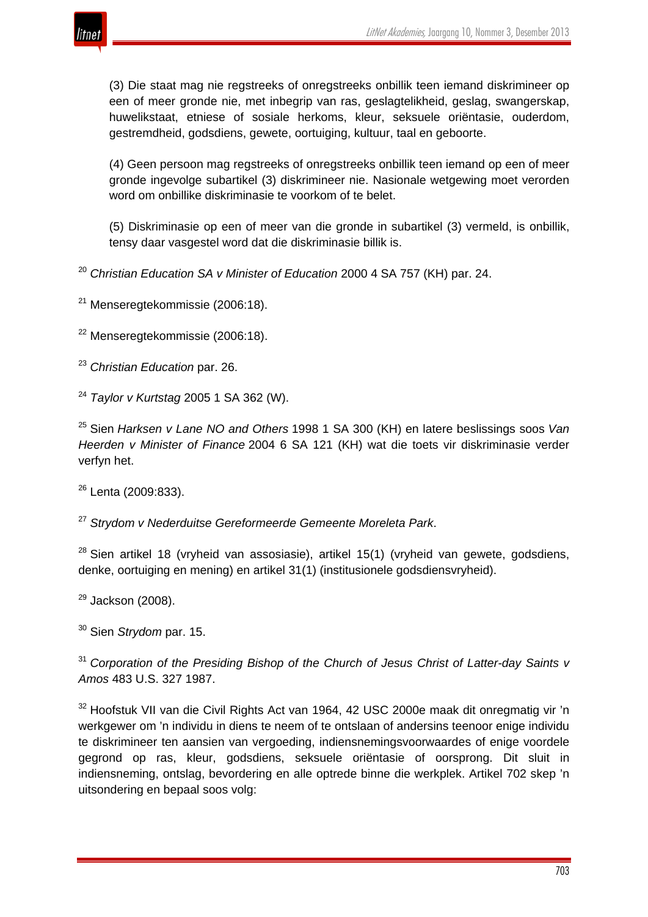(3) Die staat mag nie regstreeks of onregstreeks onbillik teen iemand diskrimineer op een of meer gronde nie, met inbegrip van ras, geslagtelikheid, geslag, swangerskap, huwelikstaat, etniese of sosiale herkoms, kleur, seksuele oriëntasie, ouderdom, gestremdheid, godsdiens, gewete, oortuiging, kultuur, taal en geboorte.

(4) Geen persoon mag regstreeks of onregstreeks onbillik teen iemand op een of meer gronde ingevolge subartikel (3) diskrimineer nie. Nasionale wetgewing moet verorden word om onbillike diskriminasie te voorkom of te belet.

(5) Diskriminasie op een of meer van die gronde in subartikel (3) vermeld, is onbillik, tensy daar vasgestel word dat die diskriminasie billik is.

[20] *Christian Education SA v Minister of Education* 2000 4 SA 757 (KH) par. 24.

[21] Menseregtekommissie (2006:18).

[22] Menseregtekommissie (2006:18).

[23] *Christian Education* par. 26.

[24] *Taylor v Kurtstag* 2005 1 SA 362 (W).

[25] Sien *Harksen v Lane NO and Others* 1998 1 SA 300 (KH) en latere beslissings soos *Van Heerden v Minister of Finance* 2004 6 SA 121 (KH) wat die toets vir diskriminasie verder verfyn het.

[26] Lenta (2009:833).

[27] *Strydom v Nederduitse Gereformeerde Gemeente Moreleta Park*.

[28] Sien artikel 18 (vryheid van assosiasie), artikel 15(1) (vryheid van gewete, godsdiens, denke, oortuiging en mening) en artikel 31(1) (institusionele godsdiensvryheid).

[29] Jackson (2008).

[30] Sien *Strydom* par. 15.

[31] *Corporation of the Presiding Bishop of the Church of Jesus Christ of Latter-day Saints v Amos* 483 U.S. 327 1987.

[32] Hoofstuk VII van die Civil Rights Act van 1964, 42 USC 2000e maak dit onregmatig vir ’n werkgewer om ’n individu in diens te neem of te ontslaan of andersins teenoor enige individu te diskrimineer ten aansien van vergoeding, indiensnemingsvoorwaardes of enige voordele gegrond op ras, kleur, godsdiens, seksuele oriëntasie of oorsprong. Dit sluit in indiensneming, ontslag, bevordering en alle optrede binne die werkplek. Artikel 702 skep ’n uitsondering en bepaal soos volg: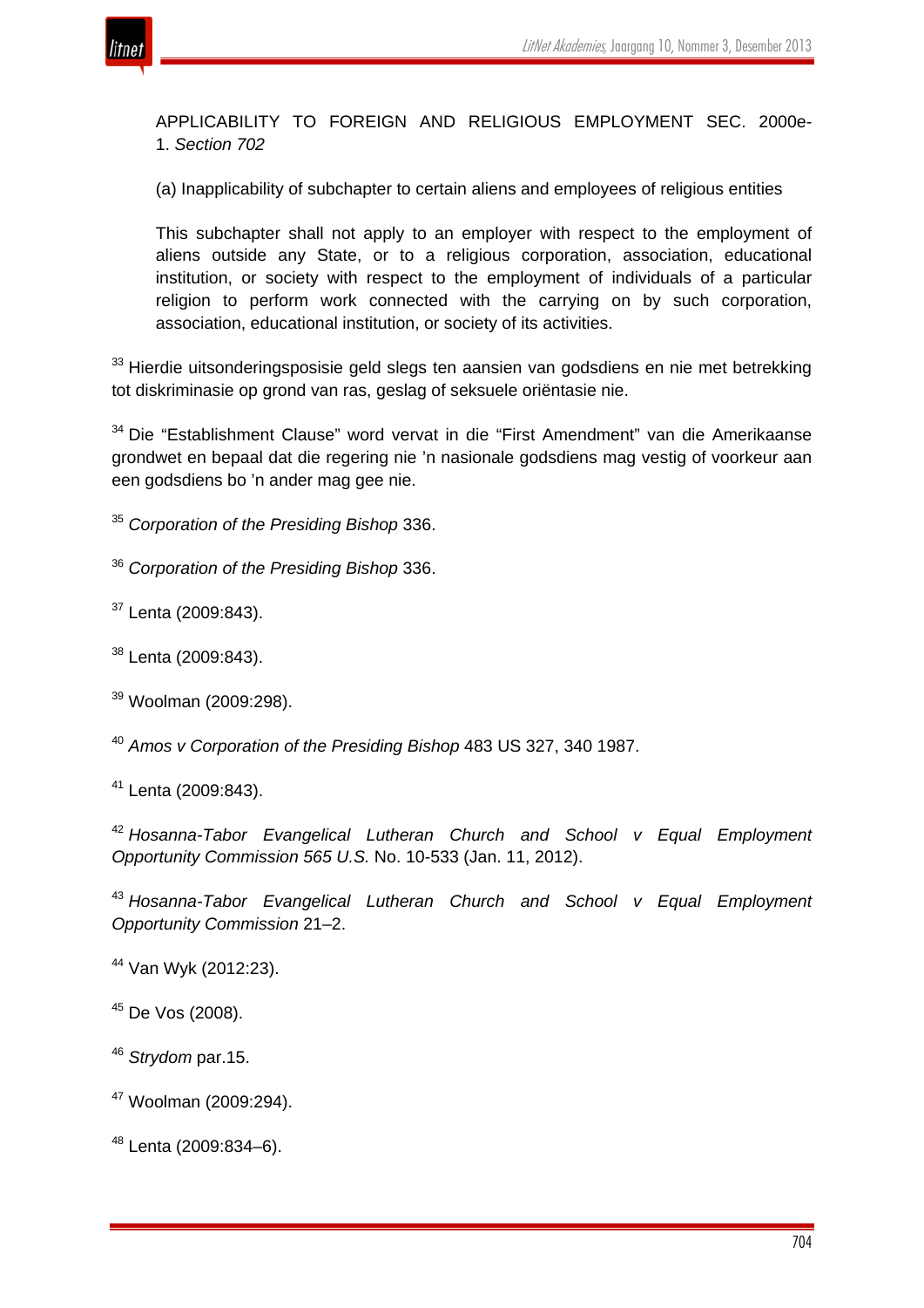APPLICABILITY TO FOREIGN AND RELIGIOUS EMPLOYMENT SEC. 2000e-1. *Section 702*

(a) Inapplicability of subchapter to certain aliens and employees of religious entities

This subchapter shall not apply to an employer with respect to the employment of aliens outside any State, or to a religious corporation, association, educational institution, or society with respect to the employment of individuals of a particular religion to perform work connected with the carrying on by such corporation, association, educational institution, or society of its activities.

[33] Hierdie uitsonderingsposisie geld slegs ten aansien van godsdiens en nie met betrekking tot diskriminasie op grond van ras, geslag of seksuele oriëntasie nie.

[34] Die "Establishment Clause" word vervat in die "First Amendment" van die Amerikaanse grondwet en bepaal dat die regering nie 'n nasionale godsdiens mag vestig of voorkeur aan een godsdiens bo 'n ander mag gee nie.

[35] *Corporation of the Presiding Bishop* 336.

[36] *Corporation of the Presiding Bishop* 336.

[37] Lenta (2009:843).

[38] Lenta (2009:843).

[39] Woolman (2009:298).

[40] *Amos v Corporation of the Presiding Bishop* 483 US 327, 340 1987.

[41] Lenta (2009:843).

[42] *Hosanna-Tabor Evangelical Lutheran Church and School v Equal Employment Opportunity Commission 565 U.S.* No. 10-533 (Jan. 11, 2012).

[43] *Hosanna-Tabor Evangelical Lutheran Church and School v Equal Employment Opportunity Commission* 21–2.

[44] Van Wyk (2012:23).

[45] De Vos (2008).

[46] *Strydom* par.15.

[47] Woolman (2009:294).

[48] Lenta (2009:834–6).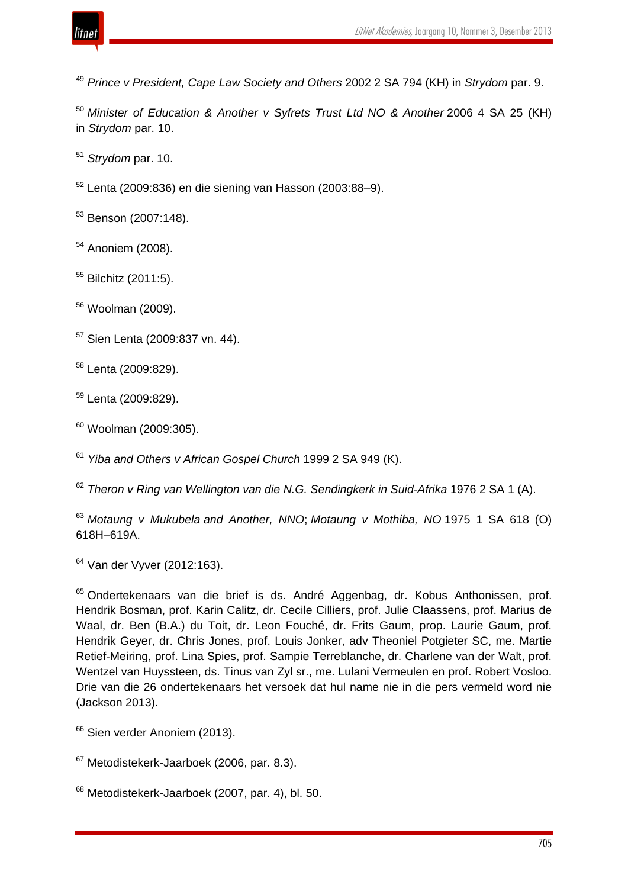[49] *Prince v President, Cape Law Society and Others* 2002 2 SA 794 (KH) in *Strydom* par. 9.

[50] *Minister of Education & Another v Syfrets Trust Ltd NO & Another* 2006 4 SA 25 (KH) in *Strydom* par. 10.

[51] *Strydom* par. 10.

[52] Lenta (2009:836) en die siening van Hasson (2003:88–9).

[53] Benson (2007:148).

[54] Anoniem (2008).

[55] Bilchitz (2011:5).

[56] Woolman (2009).

[57] Sien Lenta (2009:837 vn. 44).

[58] Lenta (2009:829).

[59] Lenta (2009:829).

[60] Woolman (2009:305).

[61] *Yiba and Others v African Gospel Church* 1999 2 SA 949 (K).

[62] *Theron v Ring van Wellington van die N.G. Sendingkerk in Suid-Afrika* 1976 2 SA 1 (A).

[63] *Motaung v Mukubela and Another, NNO*; *Motaung v Mothiba, NO* 1975 1 SA 618 (O) 618H–619A.

[64] Van der Vyver (2012:163).

[65] Ondertekenaars van die brief is ds. André Aggenbag, dr. Kobus Anthonissen, prof. Hendrik Bosman, prof. Karin Calitz, dr. Cecile Cilliers, prof. Julie Claassens, prof. Marius de Waal, dr. Ben (B.A.) du Toit, dr. Leon Fouché, dr. Frits Gaum, prop. Laurie Gaum, prof. Hendrik Geyer, dr. Chris Jones, prof. Louis Jonker, adv Theoniel Potgieter SC, me. Martie Retief-Meiring, prof. Lina Spies, prof. Sampie Terreblanche, dr. Charlene van der Walt, prof. Wentzel van Huyssteen, ds. Tinus van Zyl sr., me. Lulani Vermeulen en prof. Robert Vosloo. Drie van die 26 ondertekenaars het versoek dat hul name nie in die pers vermeld word nie (Jackson 2013).

[66] Sien verder Anoniem (2013).

[67] Metodistekerk-Jaarboek (2006, par. 8.3).

[68] Metodistekerk-Jaarboek (2007, par. 4), bl. 50.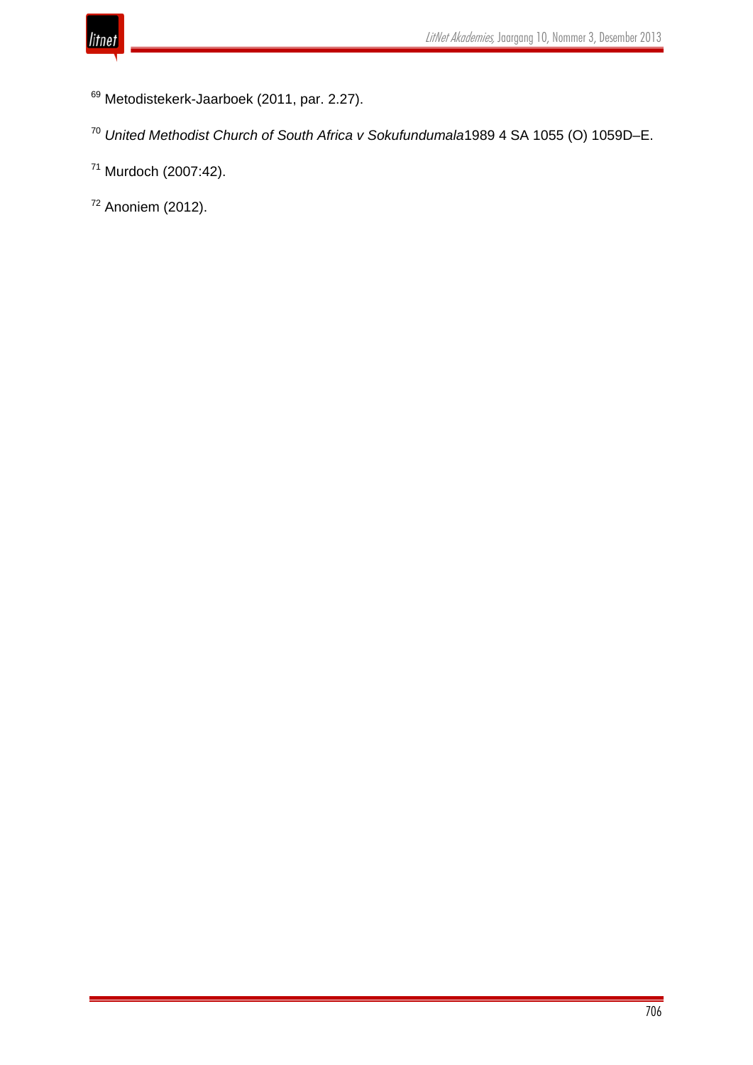[69] Metodistekerk-Jaarboek (2011, par. 2.27).

[70] *United Methodist Church of South Africa v Sokufundumala*1989 4 SA 1055 (O) 1059D–E.

[71] Murdoch (2007:42).

[72] Anoniem (2012).